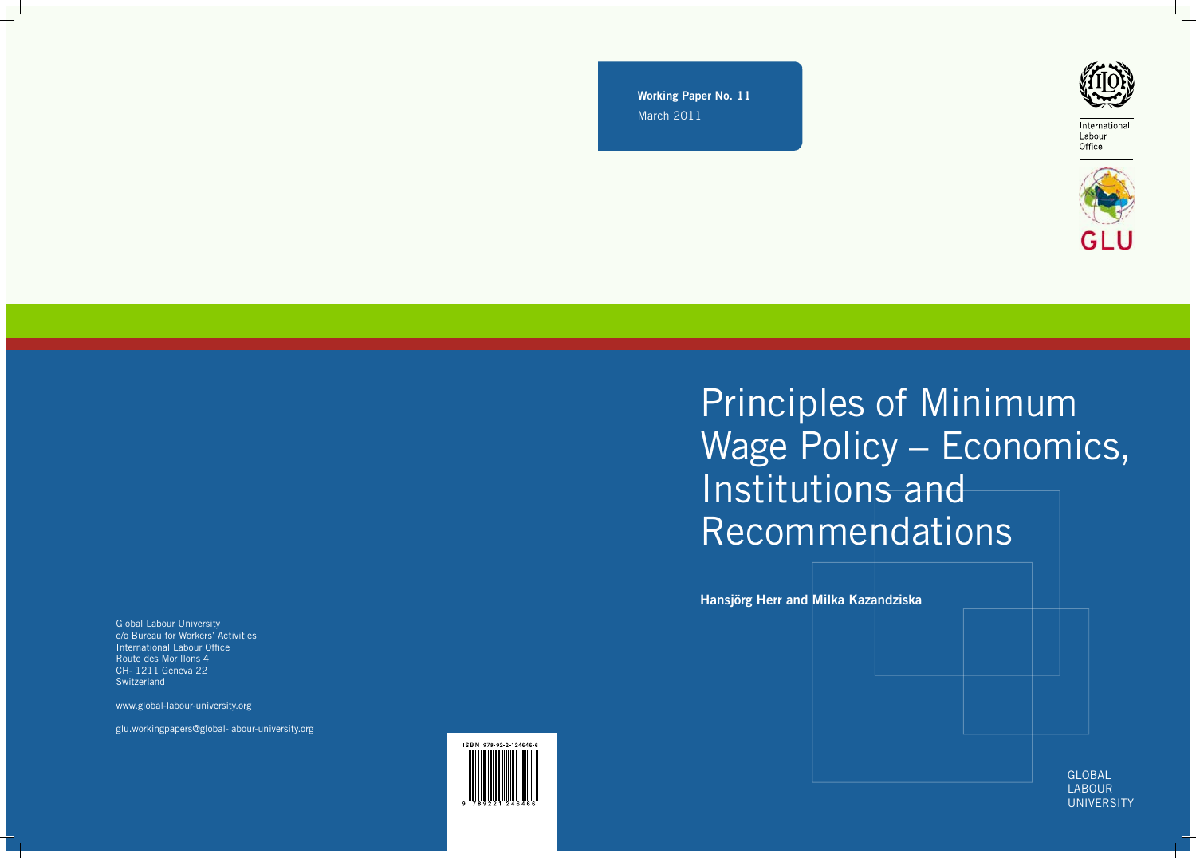Working Paper No. 11
March 2011

International Labour Office

GLU

# Principles of Minimum Wage Policy – Economics, Institutions and Recommendations

**Hansjörg Herr and Milka Kazandziska**

GLOBAL LABOUR UNIVERSITY

Global Labour University
c/o Bureau for Workers' Activities
International Labour Office
Route des Morillons 4
CH- 1211 Geneva 22
Switzerland

www.global-labour-university.org

glu.workingpapers@global-labour-university.org

ISBN 978-92-2-124646-6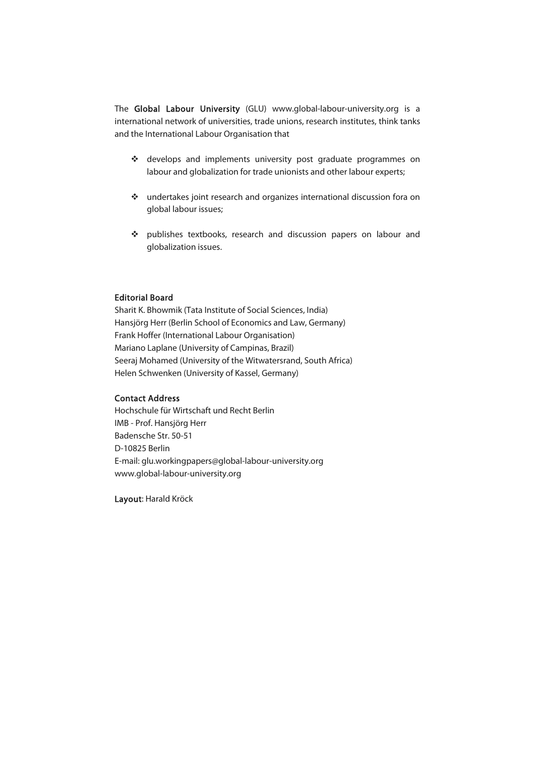The **Global Labour University** (GLU) www.global-labour-university.org is a international network of universities, trade unions, research institutes, think tanks and the International Labour Organisation that

- develops and implements university post graduate programmes on labour and globalization for trade unionists and other labour experts;
- undertakes joint research and organizes international discussion fora on global labour issues;
- publishes textbooks, research and discussion papers on labour and globalization issues.

**Editorial Board**

Sharit K. Bhowmik (Tata Institute of Social Sciences, India)
Hansjörg Herr (Berlin School of Economics and Law, Germany)
Frank Hoffer (International Labour Organisation)
Mariano Laplane (University of Campinas, Brazil)
Seeraj Mohamed (University of the Witwatersrand, South Africa)
Helen Schwenken (University of Kassel, Germany)

**Contact Address**

Hochschule für Wirtschaft und Recht Berlin
IMB - Prof. Hansjörg Herr
Badensche Str. 50-51
D-10825 Berlin
E-mail: glu.workingpapers@global-labour-university.org
www.global-labour-university.org

**Layout**: Harald Kröck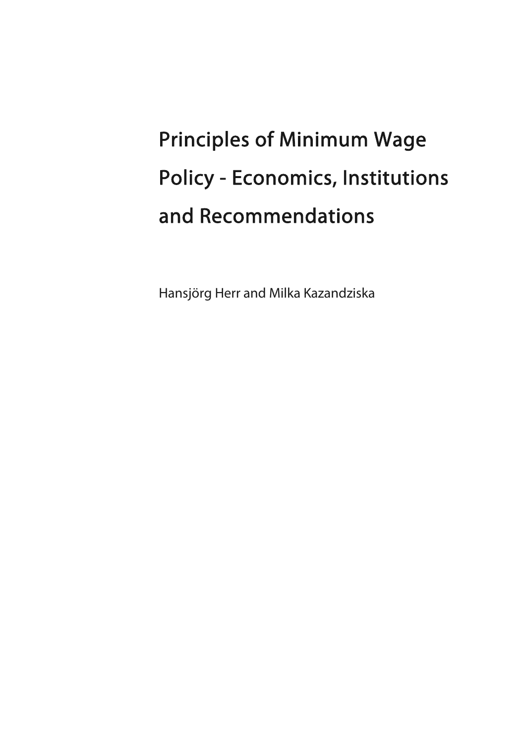# Principles of Minimum Wage Policy - Economics, Institutions and Recommendations

Hansjörg Herr and Milka Kazandziska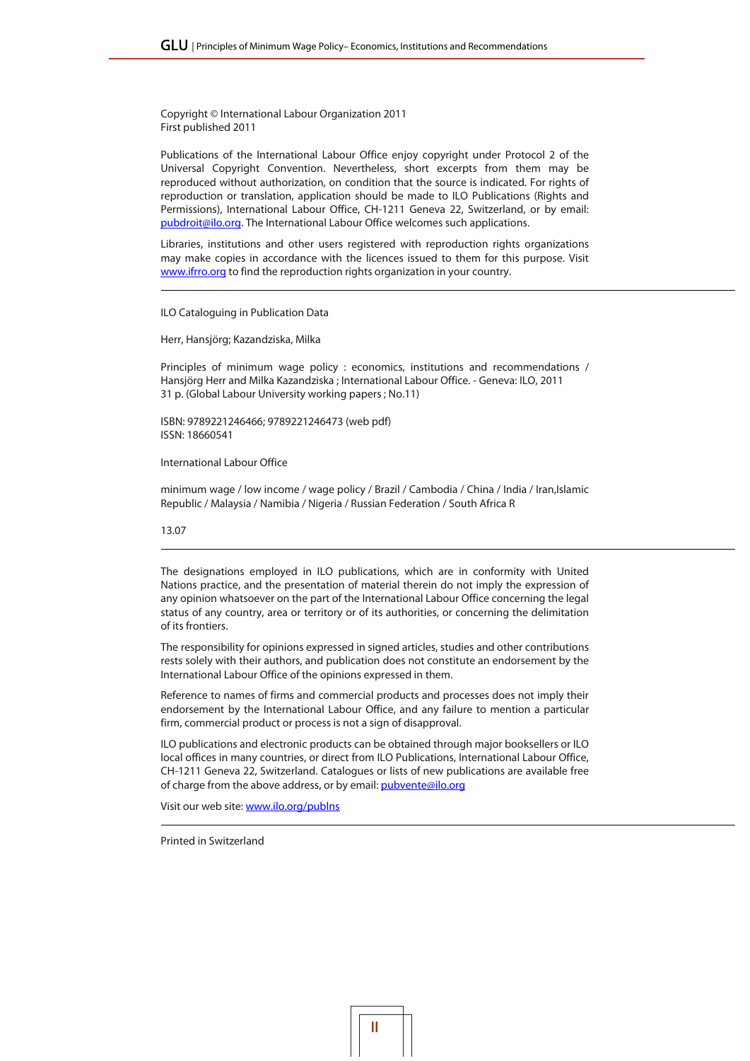Copyright © International Labour Organization 2011
First published 2011

Publications of the International Labour Office enjoy copyright under Protocol 2 of the Universal Copyright Convention. Nevertheless, short excerpts from them may be reproduced without authorization, on condition that the source is indicated. For rights of reproduction or translation, application should be made to ILO Publications (Rights and Permissions), International Labour Office, CH-1211 Geneva 22, Switzerland, or by email: pubdroit@ilo.org. The International Labour Office welcomes such applications.

Libraries, institutions and other users registered with reproduction rights organizations may make copies in accordance with the licences issued to them for this purpose. Visit www.ifrro.org to find the reproduction rights organization in your country.

---

ILO Cataloguing in Publication Data

Herr, Hansjörg; Kazandziska, Milka

Principles of minimum wage policy : economics, institutions and recommendations / Hansjörg Herr and Milka Kazandziska ; International Labour Office. - Geneva: ILO, 2011
31 p. (Global Labour University working papers ; No.11)

ISBN: 9789221246466; 9789221246473 (web pdf)
ISSN: 18660541

International Labour Office

minimum wage / low income / wage policy / Brazil / Cambodia / China / India / Iran,Islamic Republic / Malaysia / Namibia / Nigeria / Russian Federation / South Africa R

13.07

---

The designations employed in ILO publications, which are in conformity with United Nations practice, and the presentation of material therein do not imply the expression of any opinion whatsoever on the part of the International Labour Office concerning the legal status of any country, area or territory or of its authorities, or concerning the delimitation of its frontiers.

The responsibility for opinions expressed in signed articles, studies and other contributions rests solely with their authors, and publication does not constitute an endorsement by the International Labour Office of the opinions expressed in them.

Reference to names of firms and commercial products and processes does not imply their endorsement by the International Labour Office, and any failure to mention a particular firm, commercial product or process is not a sign of disapproval.

ILO publications and electronic products can be obtained through major booksellers or ILO local offices in many countries, or direct from ILO Publications, International Labour Office, CH-1211 Geneva 22, Switzerland. Catalogues or lists of new publications are available free of charge from the above address, or by email: pubvente@ilo.org

Visit our web site: www.ilo.org/publns

---

Printed in Switzerland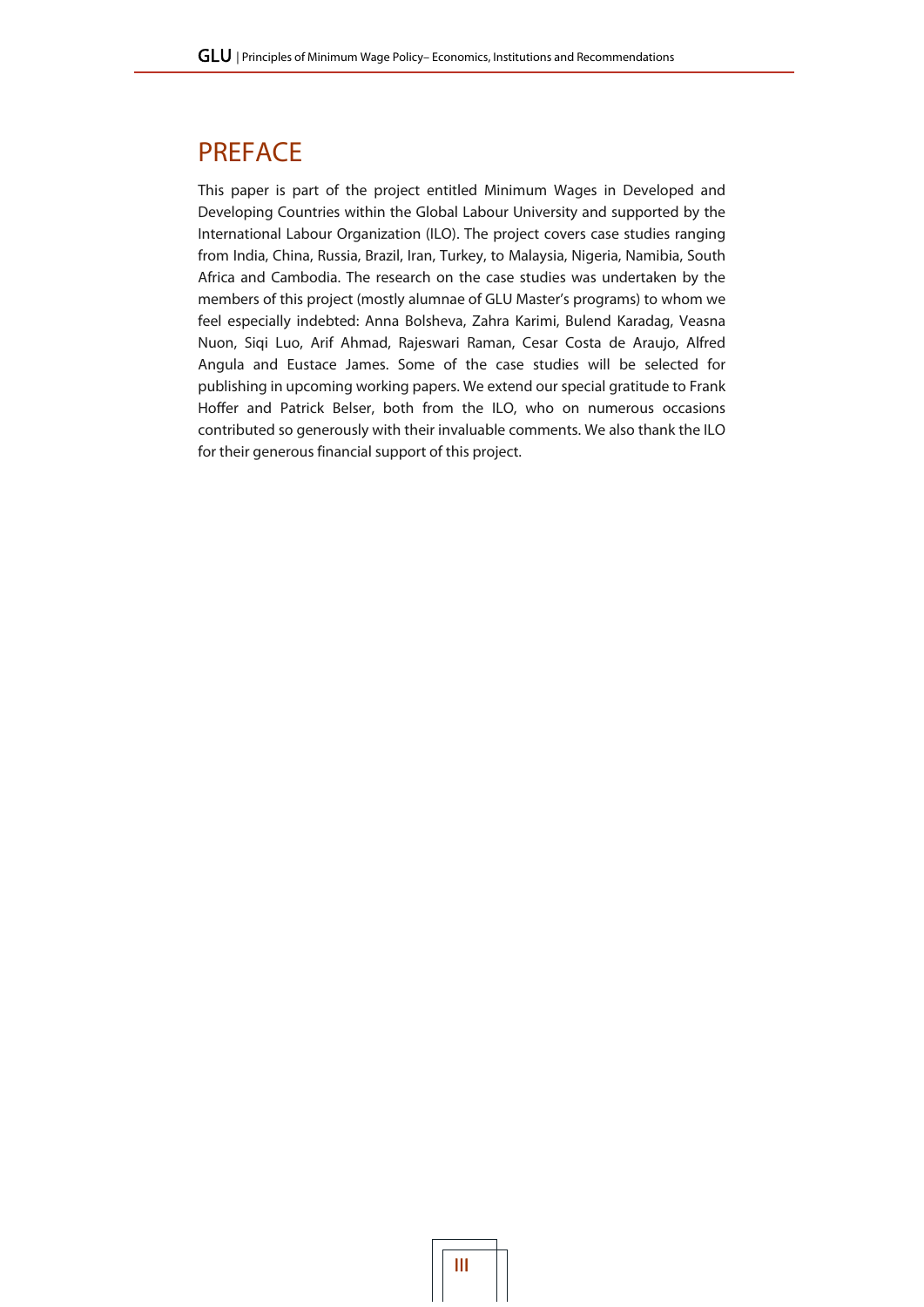# PREFACE

This paper is part of the project entitled Minimum Wages in Developed and Developing Countries within the Global Labour University and supported by the International Labour Organization (ILO). The project covers case studies ranging from India, China, Russia, Brazil, Iran, Turkey, to Malaysia, Nigeria, Namibia, South Africa and Cambodia. The research on the case studies was undertaken by the members of this project (mostly alumnae of GLU Master's programs) to whom we feel especially indebted: Anna Bolsheva, Zahra Karimi, Bulend Karadag, Veasna Nuon, Siqi Luo, Arif Ahmad, Rajeswari Raman, Cesar Costa de Araujo, Alfred Angula and Eustace James. Some of the case studies will be selected for publishing in upcoming working papers. We extend our special gratitude to Frank Hoffer and Patrick Belser, both from the ILO, who on numerous occasions contributed so generously with their invaluable comments. We also thank the ILO for their generous financial support of this project.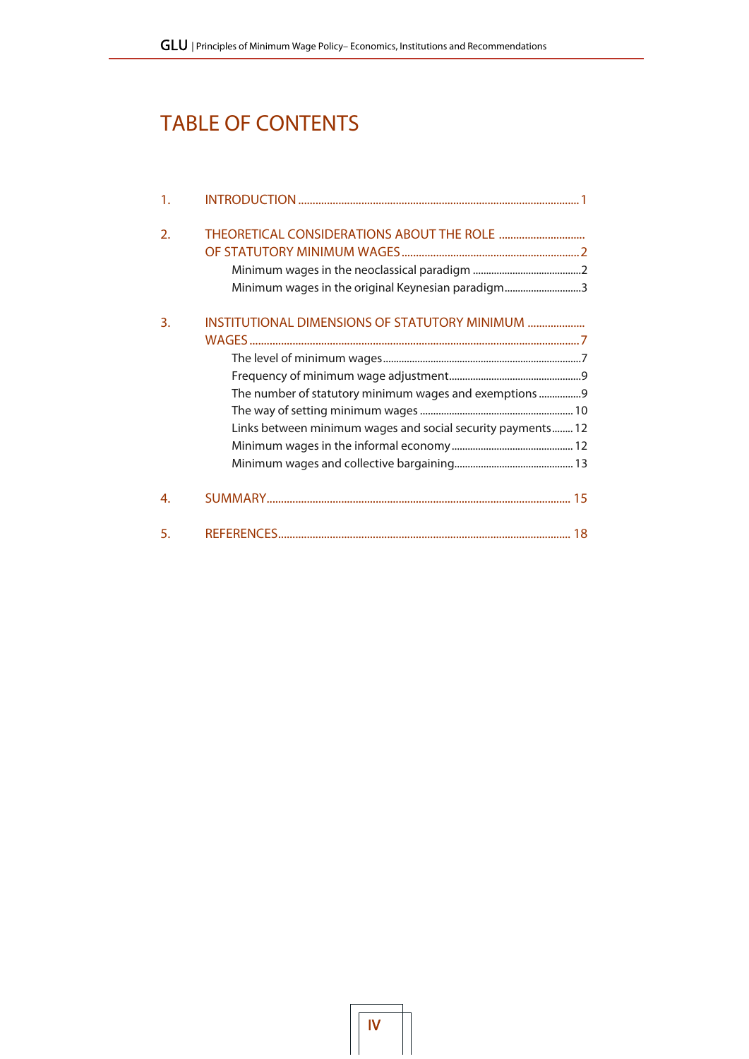# TABLE OF CONTENTS

1. INTRODUCTION ........................................................................................ 1

2. THEORETICAL CONSIDERATIONS ABOUT THE ROLE OF STATUTORY MINIMUM WAGES ........................................................................ 2
   - Minimum wages in the neoclassical paradigm ........................................ 2
   - Minimum wages in the original Keynesian paradigm ............................ 3

3. INSTITUTIONAL DIMENSIONS OF STATUTORY MINIMUM WAGES ........................................................................................................ 7
   - The level of minimum wages ........................................................................ 7
   - Frequency of minimum wage adjustment .................................................. 9
   - The number of statutory minimum wages and exemptions ................ 9
   - The way of setting minimum wages ........................................................ 10
   - Links between minimum wages and social security payments ........ 12
   - Minimum wages in the informal economy ............................................. 12
   - Minimum wages and collective bargaining ............................................ 13

4. SUMMARY ................................................................................................ 15

5. REFERENCES .......................................................................................... 18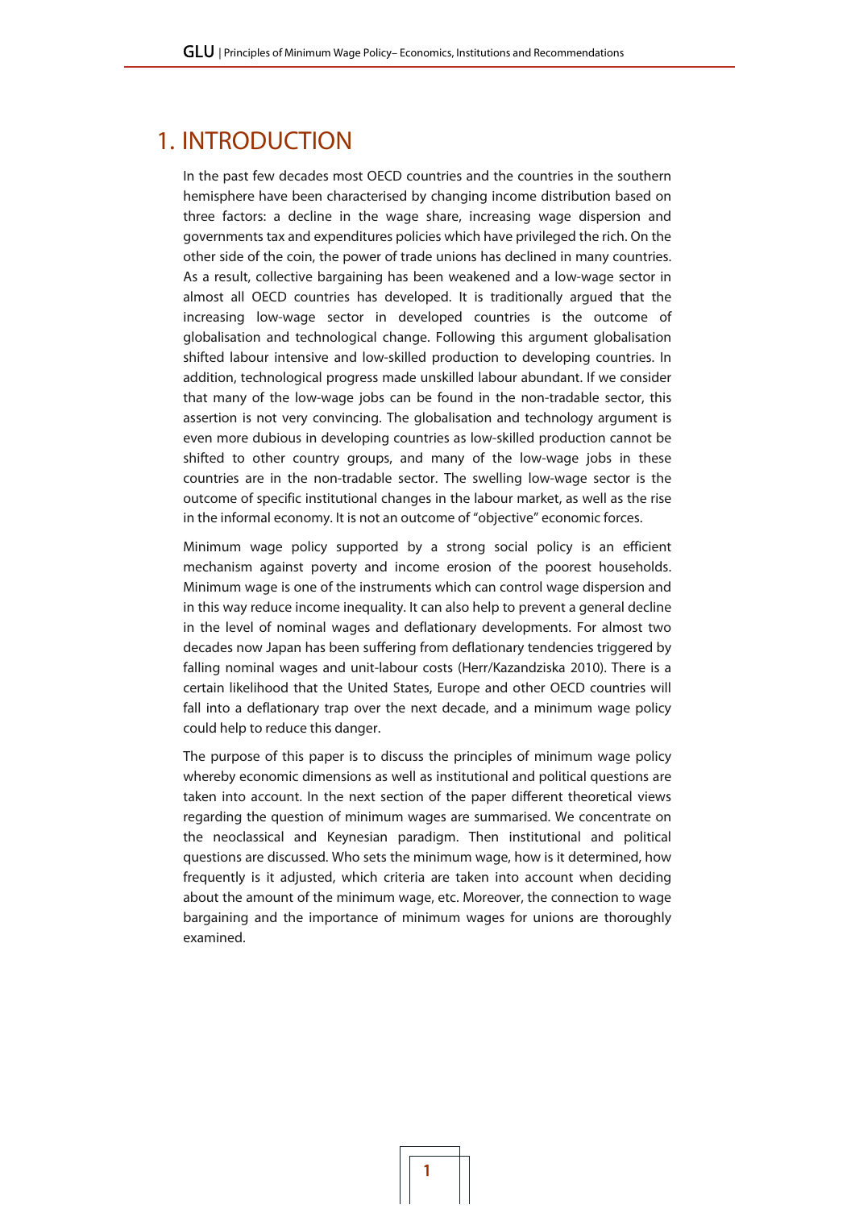# 1. INTRODUCTION

In the past few decades most OECD countries and the countries in the southern hemisphere have been characterised by changing income distribution based on three factors: a decline in the wage share, increasing wage dispersion and governments tax and expenditures policies which have privileged the rich. On the other side of the coin, the power of trade unions has declined in many countries. As a result, collective bargaining has been weakened and a low-wage sector in almost all OECD countries has developed. It is traditionally argued that the increasing low-wage sector in developed countries is the outcome of globalisation and technological change. Following this argument globalisation shifted labour intensive and low-skilled production to developing countries. In addition, technological progress made unskilled labour abundant. If we consider that many of the low-wage jobs can be found in the non-tradable sector, this assertion is not very convincing. The globalisation and technology argument is even more dubious in developing countries as low-skilled production cannot be shifted to other country groups, and many of the low-wage jobs in these countries are in the non-tradable sector. The swelling low-wage sector is the outcome of specific institutional changes in the labour market, as well as the rise in the informal economy. It is not an outcome of "objective" economic forces.

Minimum wage policy supported by a strong social policy is an efficient mechanism against poverty and income erosion of the poorest households. Minimum wage is one of the instruments which can control wage dispersion and in this way reduce income inequality. It can also help to prevent a general decline in the level of nominal wages and deflationary developments. For almost two decades now Japan has been suffering from deflationary tendencies triggered by falling nominal wages and unit-labour costs (Herr/Kazandziska 2010). There is a certain likelihood that the United States, Europe and other OECD countries will fall into a deflationary trap over the next decade, and a minimum wage policy could help to reduce this danger.

The purpose of this paper is to discuss the principles of minimum wage policy whereby economic dimensions as well as institutional and political questions are taken into account. In the next section of the paper different theoretical views regarding the question of minimum wages are summarised. We concentrate on the neoclassical and Keynesian paradigm. Then institutional and political questions are discussed. Who sets the minimum wage, how is it determined, how frequently is it adjusted, which criteria are taken into account when deciding about the amount of the minimum wage, etc. Moreover, the connection to wage bargaining and the importance of minimum wages for unions are thoroughly examined.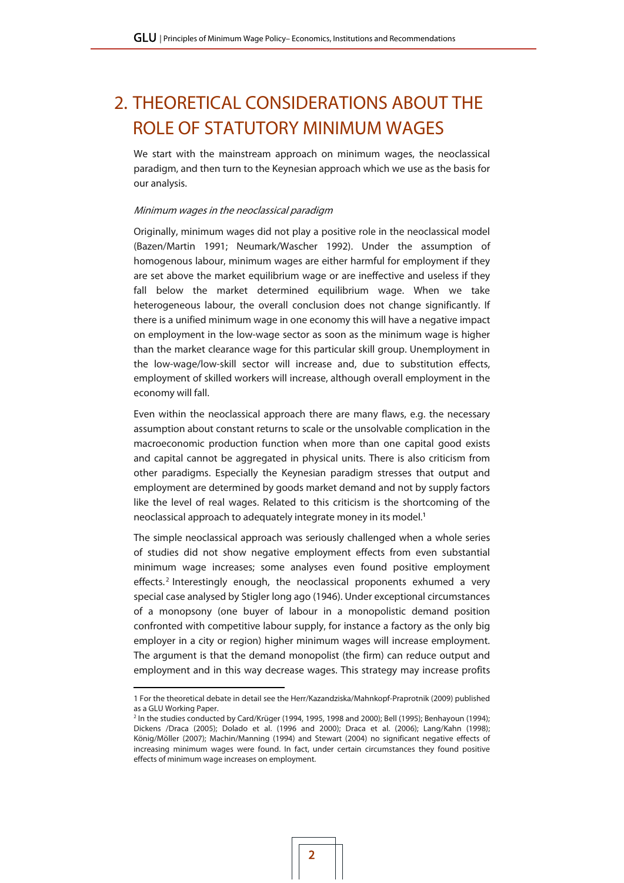# 2. THEORETICAL CONSIDERATIONS ABOUT THE ROLE OF STATUTORY MINIMUM WAGES

We start with the mainstream approach on minimum wages, the neoclassical paradigm, and then turn to the Keynesian approach which we use as the basis for our analysis.

*Minimum wages in the neoclassical paradigm*

Originally, minimum wages did not play a positive role in the neoclassical model (Bazen/Martin 1991; Neumark/Wascher 1992). Under the assumption of homogenous labour, minimum wages are either harmful for employment if they are set above the market equilibrium wage or are ineffective and useless if they fall below the market determined equilibrium wage. When we take heterogeneous labour, the overall conclusion does not change significantly. If there is a unified minimum wage in one economy this will have a negative impact on employment in the low-wage sector as soon as the minimum wage is higher than the market clearance wage for this particular skill group. Unemployment in the low-wage/low-skill sector will increase and, due to substitution effects, employment of skilled workers will increase, although overall employment in the economy will fall.

Even within the neoclassical approach there are many flaws, e.g. the necessary assumption about constant returns to scale or the unsolvable complication in the macroeconomic production function when more than one capital good exists and capital cannot be aggregated in physical units. There is also criticism from other paradigms. Especially the Keynesian paradigm stresses that output and employment are determined by goods market demand and not by supply factors like the level of real wages. Related to this criticism is the shortcoming of the neoclassical approach to adequately integrate money in its model.[1]

The simple neoclassical approach was seriously challenged when a whole series of studies did not show negative employment effects from even substantial minimum wage increases; some analyses even found positive employment effects.[2] Interestingly enough, the neoclassical proponents exhumed a very special case analysed by Stigler long ago (1946). Under exceptional circumstances of a monopsony (one buyer of labour in a monopolistic demand position confronted with competitive labour supply, for instance a factory as the only big employer in a city or region) higher minimum wages will increase employment. The argument is that the demand monopolist (the firm) can reduce output and employment and in this way decrease wages. This strategy may increase profits

---

[1] For the theoretical debate in detail see the Herr/Kazandziska/Mahnkopf-Praprotnik (2009) published as a GLU Working Paper.

[2] In the studies conducted by Card/Krüger (1994, 1995, 1998 and 2000); Bell (1995); Benhayoun (1994); Dickens /Draca (2005); Dolado et al. (1996 and 2000); Draca et al. (2006); Lang/Kahn (1998); König/Möller (2007); Machin/Manning (1994) and Stewart (2004) no significant negative effects of increasing minimum wages were found. In fact, under certain circumstances they found positive effects of minimum wage increases on employment.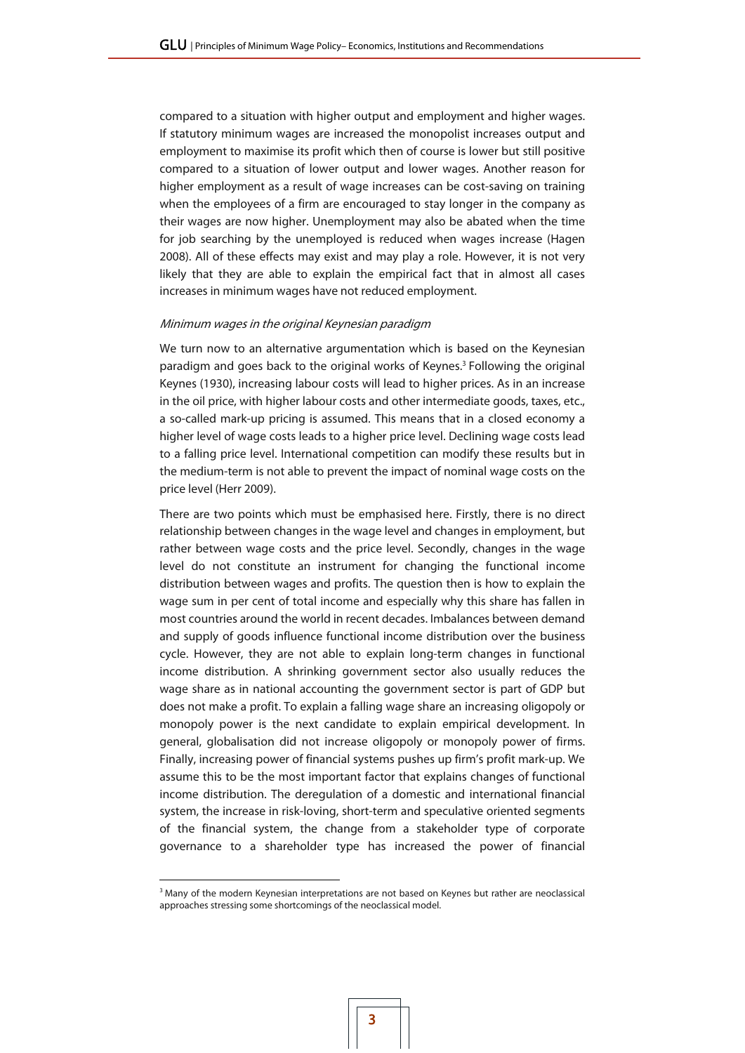compared to a situation with higher output and employment and higher wages. If statutory minimum wages are increased the monopolist increases output and employment to maximise its profit which then of course is lower but still positive compared to a situation of lower output and lower wages. Another reason for higher employment as a result of wage increases can be cost-saving on training when the employees of a firm are encouraged to stay longer in the company as their wages are now higher. Unemployment may also be abated when the time for job searching by the unemployed is reduced when wages increase (Hagen 2008). All of these effects may exist and may play a role. However, it is not very likely that they are able to explain the empirical fact that in almost all cases increases in minimum wages have not reduced employment.

*Minimum wages in the original Keynesian paradigm*

We turn now to an alternative argumentation which is based on the Keynesian paradigm and goes back to the original works of Keynes.[3] Following the original Keynes (1930), increasing labour costs will lead to higher prices. As in an increase in the oil price, with higher labour costs and other intermediate goods, taxes, etc., a so-called mark-up pricing is assumed. This means that in a closed economy a higher level of wage costs leads to a higher price level. Declining wage costs lead to a falling price level. International competition can modify these results but in the medium-term is not able to prevent the impact of nominal wage costs on the price level (Herr 2009).

There are two points which must be emphasised here. Firstly, there is no direct relationship between changes in the wage level and changes in employment, but rather between wage costs and the price level. Secondly, changes in the wage level do not constitute an instrument for changing the functional income distribution between wages and profits. The question then is how to explain the wage sum in per cent of total income and especially why this share has fallen in most countries around the world in recent decades. Imbalances between demand and supply of goods influence functional income distribution over the business cycle. However, they are not able to explain long-term changes in functional income distribution. A shrinking government sector also usually reduces the wage share as in national accounting the government sector is part of GDP but does not make a profit. To explain a falling wage share an increasing oligopoly or monopoly power is the next candidate to explain empirical development. In general, globalisation did not increase oligopoly or monopoly power of firms. Finally, increasing power of financial systems pushes up firm's profit mark-up. We assume this to be the most important factor that explains changes of functional income distribution. The deregulation of a domestic and international financial system, the increase in risk-loving, short-term and speculative oriented segments of the financial system, the change from a stakeholder type of corporate governance to a shareholder type has increased the power of financial

[3] Many of the modern Keynesian interpretations are not based on Keynes but rather are neoclassical approaches stressing some shortcomings of the neoclassical model.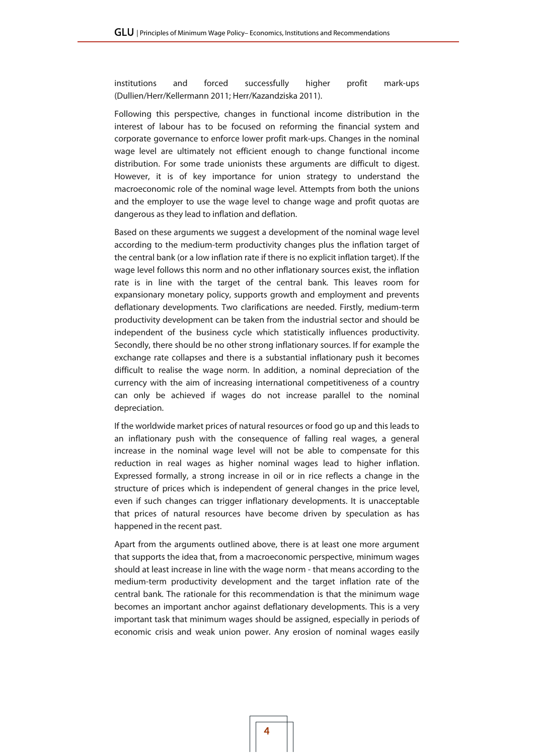institutions and forced successfully higher profit mark-ups (Dullien/Herr/Kellermann 2011; Herr/Kazandziska 2011).

Following this perspective, changes in functional income distribution in the interest of labour has to be focused on reforming the financial system and corporate governance to enforce lower profit mark-ups. Changes in the nominal wage level are ultimately not efficient enough to change functional income distribution. For some trade unionists these arguments are difficult to digest. However, it is of key importance for union strategy to understand the macroeconomic role of the nominal wage level. Attempts from both the unions and the employer to use the wage level to change wage and profit quotas are dangerous as they lead to inflation and deflation.

Based on these arguments we suggest a development of the nominal wage level according to the medium-term productivity changes plus the inflation target of the central bank (or a low inflation rate if there is no explicit inflation target). If the wage level follows this norm and no other inflationary sources exist, the inflation rate is in line with the target of the central bank. This leaves room for expansionary monetary policy, supports growth and employment and prevents deflationary developments. Two clarifications are needed. Firstly, medium-term productivity development can be taken from the industrial sector and should be independent of the business cycle which statistically influences productivity. Secondly, there should be no other strong inflationary sources. If for example the exchange rate collapses and there is a substantial inflationary push it becomes difficult to realise the wage norm. In addition, a nominal depreciation of the currency with the aim of increasing international competitiveness of a country can only be achieved if wages do not increase parallel to the nominal depreciation.

If the worldwide market prices of natural resources or food go up and this leads to an inflationary push with the consequence of falling real wages, a general increase in the nominal wage level will not be able to compensate for this reduction in real wages as higher nominal wages lead to higher inflation. Expressed formally, a strong increase in oil or in rice reflects a change in the structure of prices which is independent of general changes in the price level, even if such changes can trigger inflationary developments. It is unacceptable that prices of natural resources have become driven by speculation as has happened in the recent past.

Apart from the arguments outlined above, there is at least one more argument that supports the idea that, from a macroeconomic perspective, minimum wages should at least increase in line with the wage norm - that means according to the medium-term productivity development and the target inflation rate of the central bank. The rationale for this recommendation is that the minimum wage becomes an important anchor against deflationary developments. This is a very important task that minimum wages should be assigned, especially in periods of economic crisis and weak union power. Any erosion of nominal wages easily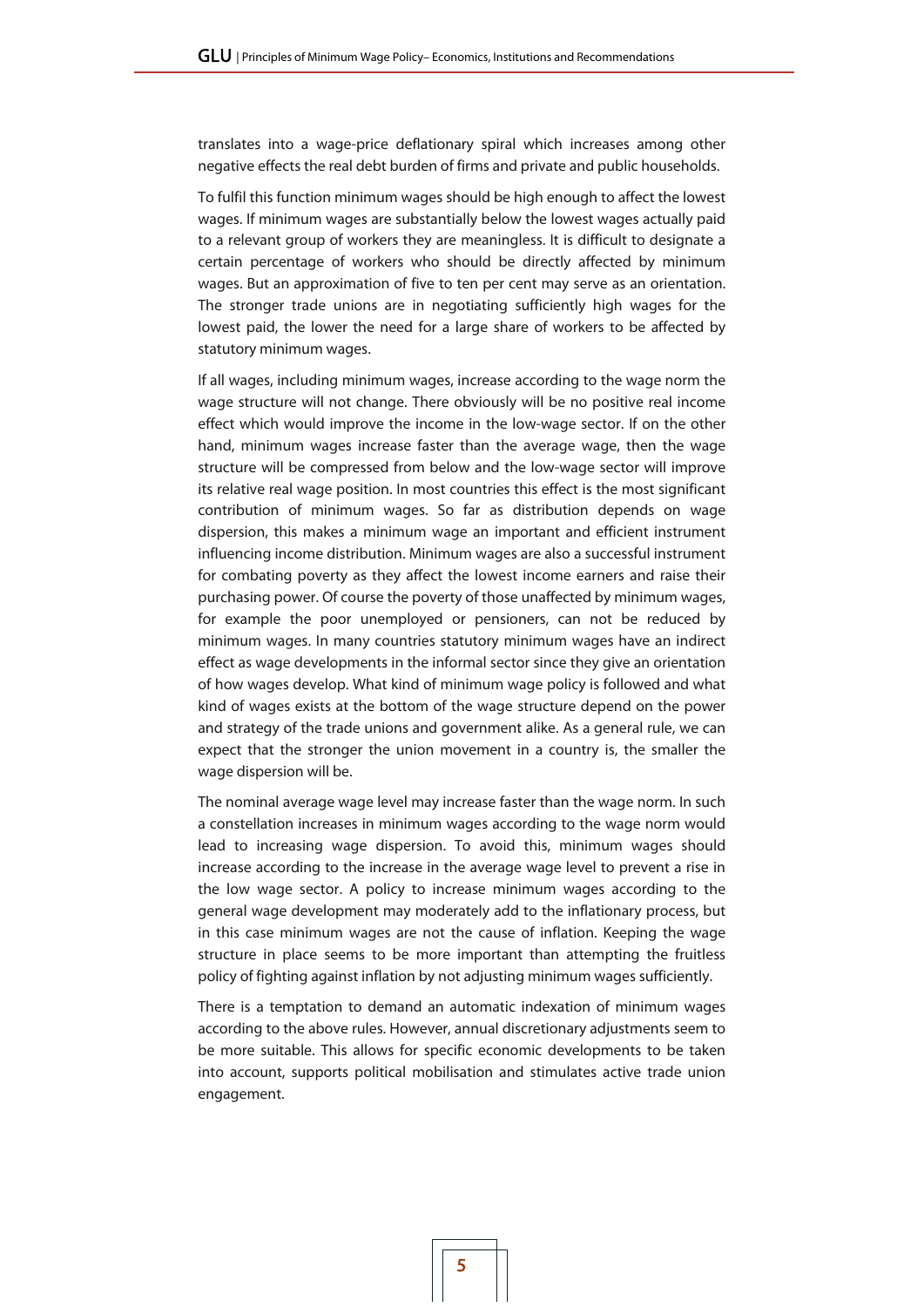translates into a wage-price deflationary spiral which increases among other negative effects the real debt burden of firms and private and public households.

To fulfil this function minimum wages should be high enough to affect the lowest wages. If minimum wages are substantially below the lowest wages actually paid to a relevant group of workers they are meaningless. It is difficult to designate a certain percentage of workers who should be directly affected by minimum wages. But an approximation of five to ten per cent may serve as an orientation. The stronger trade unions are in negotiating sufficiently high wages for the lowest paid, the lower the need for a large share of workers to be affected by statutory minimum wages.

If all wages, including minimum wages, increase according to the wage norm the wage structure will not change. There obviously will be no positive real income effect which would improve the income in the low-wage sector. If on the other hand, minimum wages increase faster than the average wage, then the wage structure will be compressed from below and the low-wage sector will improve its relative real wage position. In most countries this effect is the most significant contribution of minimum wages. So far as distribution depends on wage dispersion, this makes a minimum wage an important and efficient instrument influencing income distribution. Minimum wages are also a successful instrument for combating poverty as they affect the lowest income earners and raise their purchasing power. Of course the poverty of those unaffected by minimum wages, for example the poor unemployed or pensioners, can not be reduced by minimum wages. In many countries statutory minimum wages have an indirect effect as wage developments in the informal sector since they give an orientation of how wages develop. What kind of minimum wage policy is followed and what kind of wages exists at the bottom of the wage structure depend on the power and strategy of the trade unions and government alike. As a general rule, we can expect that the stronger the union movement in a country is, the smaller the wage dispersion will be.

The nominal average wage level may increase faster than the wage norm. In such a constellation increases in minimum wages according to the wage norm would lead to increasing wage dispersion. To avoid this, minimum wages should increase according to the increase in the average wage level to prevent a rise in the low wage sector. A policy to increase minimum wages according to the general wage development may moderately add to the inflationary process, but in this case minimum wages are not the cause of inflation. Keeping the wage structure in place seems to be more important than attempting the fruitless policy of fighting against inflation by not adjusting minimum wages sufficiently.

There is a temptation to demand an automatic indexation of minimum wages according to the above rules. However, annual discretionary adjustments seem to be more suitable. This allows for specific economic developments to be taken into account, supports political mobilisation and stimulates active trade union engagement.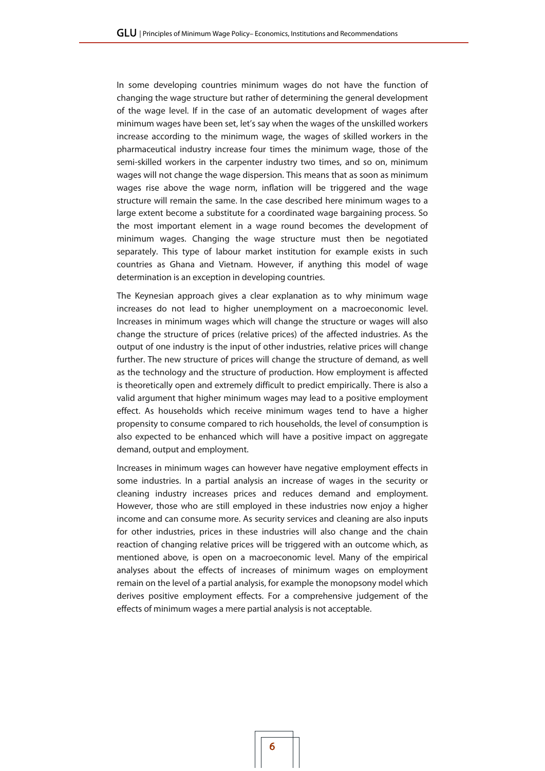In some developing countries minimum wages do not have the function of changing the wage structure but rather of determining the general development of the wage level. If in the case of an automatic development of wages after minimum wages have been set, let's say when the wages of the unskilled workers increase according to the minimum wage, the wages of skilled workers in the pharmaceutical industry increase four times the minimum wage, those of the semi-skilled workers in the carpenter industry two times, and so on, minimum wages will not change the wage dispersion. This means that as soon as minimum wages rise above the wage norm, inflation will be triggered and the wage structure will remain the same. In the case described here minimum wages to a large extent become a substitute for a coordinated wage bargaining process. So the most important element in a wage round becomes the development of minimum wages. Changing the wage structure must then be negotiated separately. This type of labour market institution for example exists in such countries as Ghana and Vietnam. However, if anything this model of wage determination is an exception in developing countries.

The Keynesian approach gives a clear explanation as to why minimum wage increases do not lead to higher unemployment on a macroeconomic level. Increases in minimum wages which will change the structure or wages will also change the structure of prices (relative prices) of the affected industries. As the output of one industry is the input of other industries, relative prices will change further. The new structure of prices will change the structure of demand, as well as the technology and the structure of production. How employment is affected is theoretically open and extremely difficult to predict empirically. There is also a valid argument that higher minimum wages may lead to a positive employment effect. As households which receive minimum wages tend to have a higher propensity to consume compared to rich households, the level of consumption is also expected to be enhanced which will have a positive impact on aggregate demand, output and employment.

Increases in minimum wages can however have negative employment effects in some industries. In a partial analysis an increase of wages in the security or cleaning industry increases prices and reduces demand and employment. However, those who are still employed in these industries now enjoy a higher income and can consume more. As security services and cleaning are also inputs for other industries, prices in these industries will also change and the chain reaction of changing relative prices will be triggered with an outcome which, as mentioned above, is open on a macroeconomic level. Many of the empirical analyses about the effects of increases of minimum wages on employment remain on the level of a partial analysis, for example the monopsony model which derives positive employment effects. For a comprehensive judgement of the effects of minimum wages a mere partial analysis is not acceptable.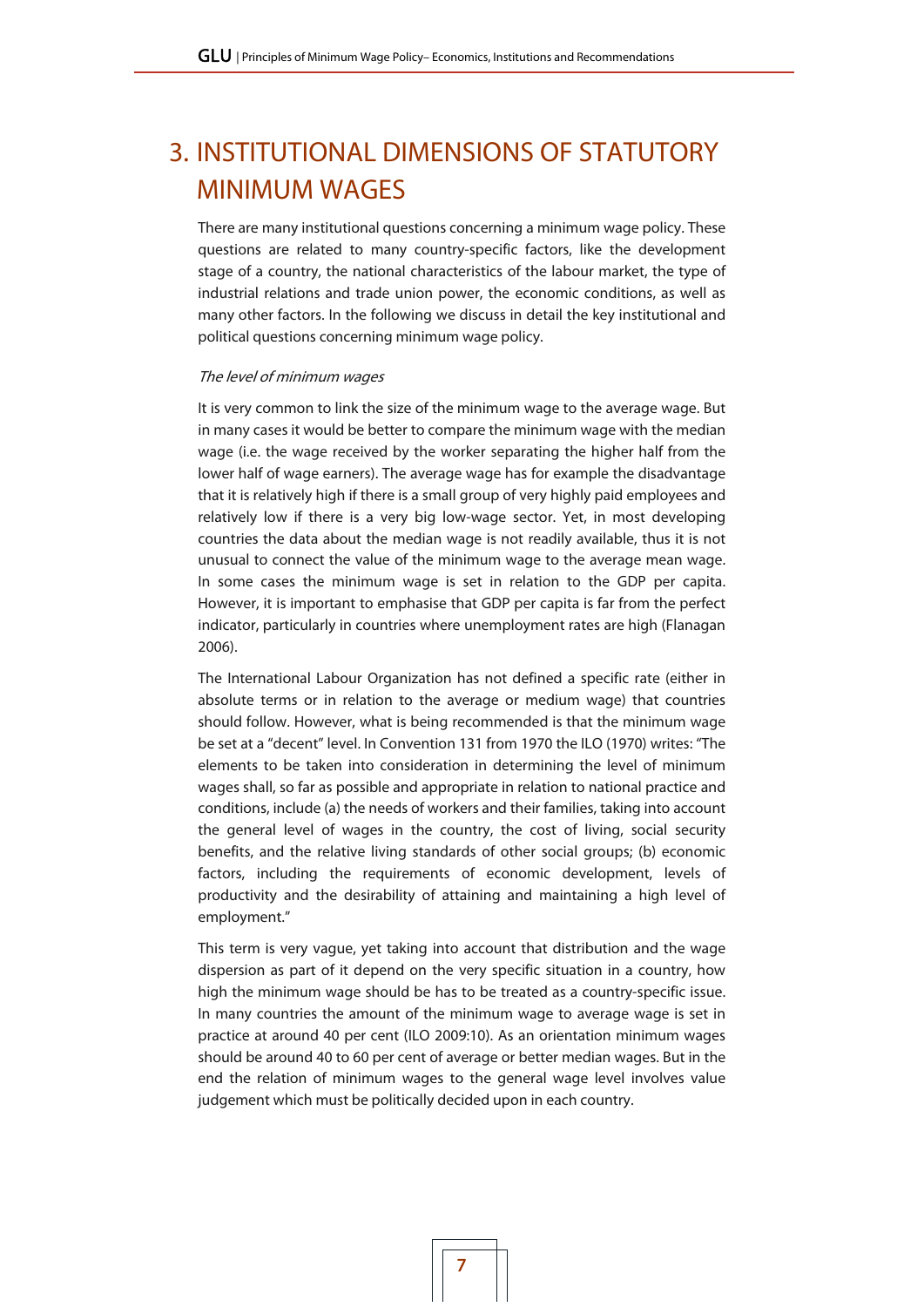# 3. INSTITUTIONAL DIMENSIONS OF STATUTORY MINIMUM WAGES

There are many institutional questions concerning a minimum wage policy. These questions are related to many country-specific factors, like the development stage of a country, the national characteristics of the labour market, the type of industrial relations and trade union power, the economic conditions, as well as many other factors. In the following we discuss in detail the key institutional and political questions concerning minimum wage policy.

*The level of minimum wages*

It is very common to link the size of the minimum wage to the average wage. But in many cases it would be better to compare the minimum wage with the median wage (i.e. the wage received by the worker separating the higher half from the lower half of wage earners). The average wage has for example the disadvantage that it is relatively high if there is a small group of very highly paid employees and relatively low if there is a very big low-wage sector. Yet, in most developing countries the data about the median wage is not readily available, thus it is not unusual to connect the value of the minimum wage to the average mean wage. In some cases the minimum wage is set in relation to the GDP per capita. However, it is important to emphasise that GDP per capita is far from the perfect indicator, particularly in countries where unemployment rates are high (Flanagan 2006).

The International Labour Organization has not defined a specific rate (either in absolute terms or in relation to the average or medium wage) that countries should follow. However, what is being recommended is that the minimum wage be set at a "decent" level. In Convention 131 from 1970 the ILO (1970) writes: "The elements to be taken into consideration in determining the level of minimum wages shall, so far as possible and appropriate in relation to national practice and conditions, include (a) the needs of workers and their families, taking into account the general level of wages in the country, the cost of living, social security benefits, and the relative living standards of other social groups; (b) economic factors, including the requirements of economic development, levels of productivity and the desirability of attaining and maintaining a high level of employment."

This term is very vague, yet taking into account that distribution and the wage dispersion as part of it depend on the very specific situation in a country, how high the minimum wage should be has to be treated as a country-specific issue. In many countries the amount of the minimum wage to average wage is set in practice at around 40 per cent (ILO 2009:10). As an orientation minimum wages should be around 40 to 60 per cent of average or better median wages. But in the end the relation of minimum wages to the general wage level involves value judgement which must be politically decided upon in each country.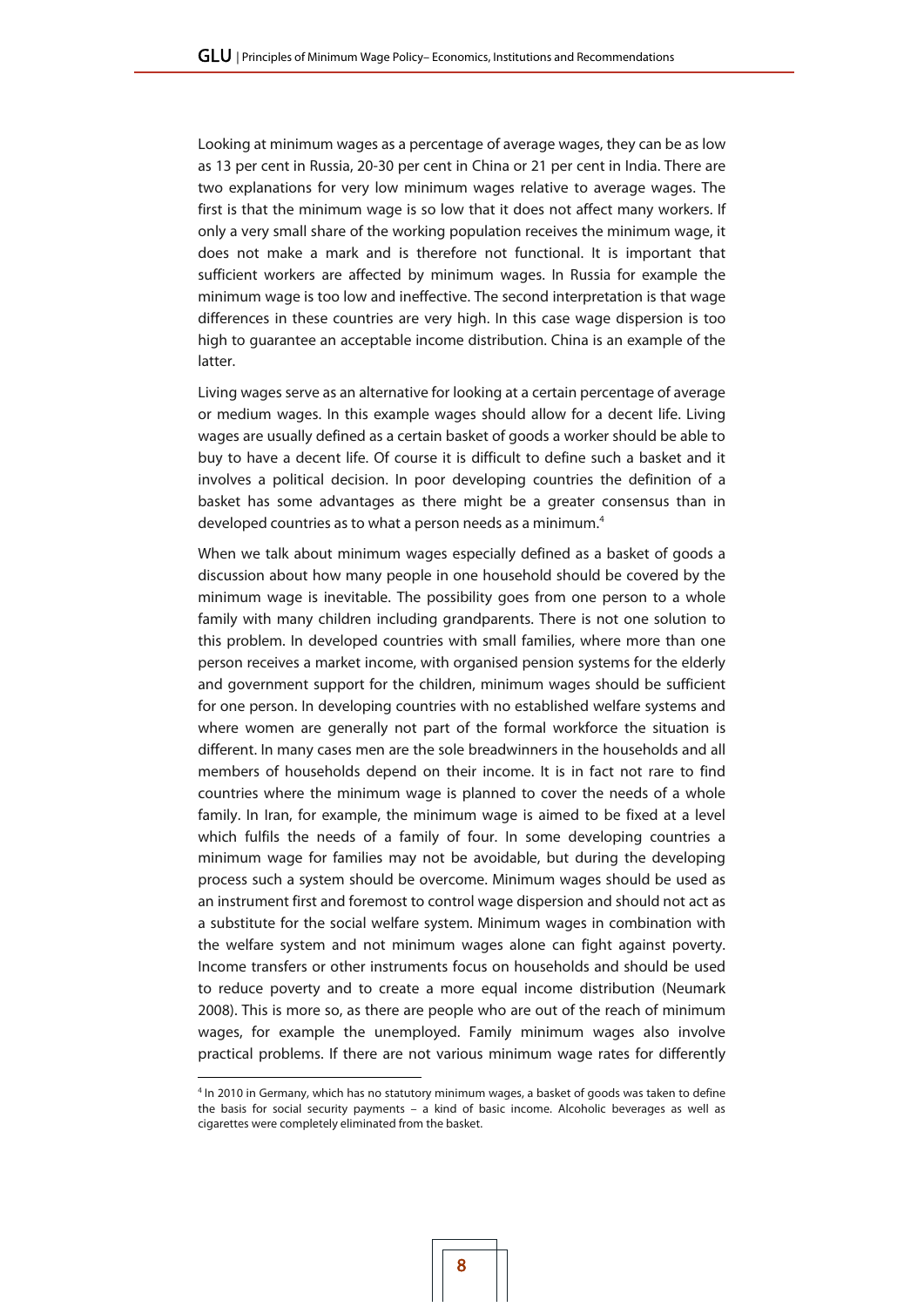Looking at minimum wages as a percentage of average wages, they can be as low as 13 per cent in Russia, 20-30 per cent in China or 21 per cent in India. There are two explanations for very low minimum wages relative to average wages. The first is that the minimum wage is so low that it does not affect many workers. If only a very small share of the working population receives the minimum wage, it does not make a mark and is therefore not functional. It is important that sufficient workers are affected by minimum wages. In Russia for example the minimum wage is too low and ineffective. The second interpretation is that wage differences in these countries are very high. In this case wage dispersion is too high to guarantee an acceptable income distribution. China is an example of the latter.

Living wages serve as an alternative for looking at a certain percentage of average or medium wages. In this example wages should allow for a decent life. Living wages are usually defined as a certain basket of goods a worker should be able to buy to have a decent life. Of course it is difficult to define such a basket and it involves a political decision. In poor developing countries the definition of a basket has some advantages as there might be a greater consensus than in developed countries as to what a person needs as a minimum.[4]

When we talk about minimum wages especially defined as a basket of goods a discussion about how many people in one household should be covered by the minimum wage is inevitable. The possibility goes from one person to a whole family with many children including grandparents. There is not one solution to this problem. In developed countries with small families, where more than one person receives a market income, with organised pension systems for the elderly and government support for the children, minimum wages should be sufficient for one person. In developing countries with no established welfare systems and where women are generally not part of the formal workforce the situation is different. In many cases men are the sole breadwinners in the households and all members of households depend on their income. It is in fact not rare to find countries where the minimum wage is planned to cover the needs of a whole family. In Iran, for example, the minimum wage is aimed to be fixed at a level which fulfils the needs of a family of four. In some developing countries a minimum wage for families may not be avoidable, but during the developing process such a system should be overcome. Minimum wages should be used as an instrument first and foremost to control wage dispersion and should not act as a substitute for the social welfare system. Minimum wages in combination with the welfare system and not minimum wages alone can fight against poverty. Income transfers or other instruments focus on households and should be used to reduce poverty and to create a more equal income distribution (Neumark 2008). This is more so, as there are people who are out of the reach of minimum wages, for example the unemployed. Family minimum wages also involve practical problems. If there are not various minimum wage rates for differently

[4] In 2010 in Germany, which has no statutory minimum wages, a basket of goods was taken to define the basis for social security payments – a kind of basic income. Alcoholic beverages as well as cigarettes were completely eliminated from the basket.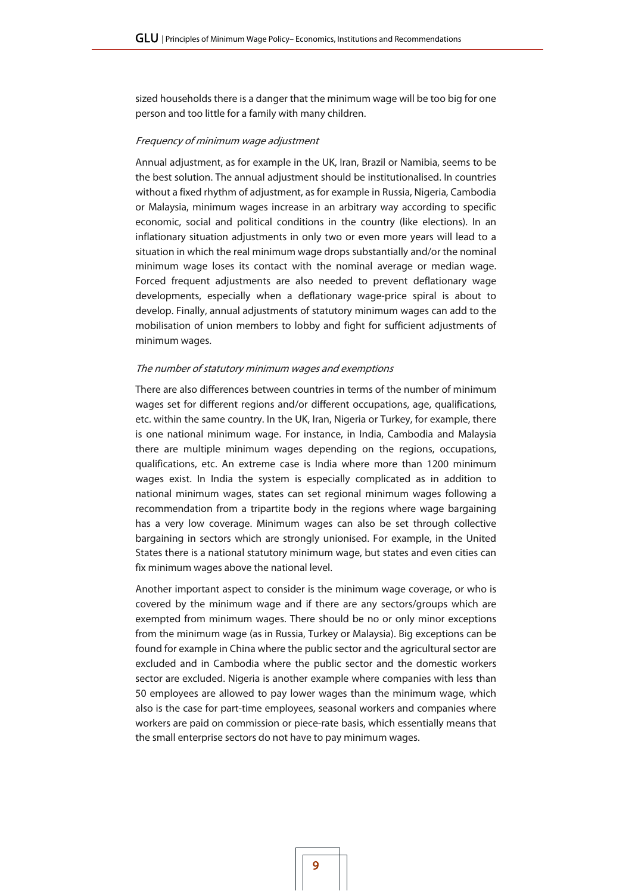sized households there is a danger that the minimum wage will be too big for one person and too little for a family with many children.

*Frequency of minimum wage adjustment*

Annual adjustment, as for example in the UK, Iran, Brazil or Namibia, seems to be the best solution. The annual adjustment should be institutionalised. In countries without a fixed rhythm of adjustment, as for example in Russia, Nigeria, Cambodia or Malaysia, minimum wages increase in an arbitrary way according to specific economic, social and political conditions in the country (like elections). In an inflationary situation adjustments in only two or even more years will lead to a situation in which the real minimum wage drops substantially and/or the nominal minimum wage loses its contact with the nominal average or median wage. Forced frequent adjustments are also needed to prevent deflationary wage developments, especially when a deflationary wage-price spiral is about to develop. Finally, annual adjustments of statutory minimum wages can add to the mobilisation of union members to lobby and fight for sufficient adjustments of minimum wages.

*The number of statutory minimum wages and exemptions*

There are also differences between countries in terms of the number of minimum wages set for different regions and/or different occupations, age, qualifications, etc. within the same country. In the UK, Iran, Nigeria or Turkey, for example, there is one national minimum wage. For instance, in India, Cambodia and Malaysia there are multiple minimum wages depending on the regions, occupations, qualifications, etc. An extreme case is India where more than 1200 minimum wages exist. In India the system is especially complicated as in addition to national minimum wages, states can set regional minimum wages following a recommendation from a tripartite body in the regions where wage bargaining has a very low coverage. Minimum wages can also be set through collective bargaining in sectors which are strongly unionised. For example, in the United States there is a national statutory minimum wage, but states and even cities can fix minimum wages above the national level.

Another important aspect to consider is the minimum wage coverage, or who is covered by the minimum wage and if there are any sectors/groups which are exempted from minimum wages. There should be no or only minor exceptions from the minimum wage (as in Russia, Turkey or Malaysia). Big exceptions can be found for example in China where the public sector and the agricultural sector are excluded and in Cambodia where the public sector and the domestic workers sector are excluded. Nigeria is another example where companies with less than 50 employees are allowed to pay lower wages than the minimum wage, which also is the case for part-time employees, seasonal workers and companies where workers are paid on commission or piece-rate basis, which essentially means that the small enterprise sectors do not have to pay minimum wages.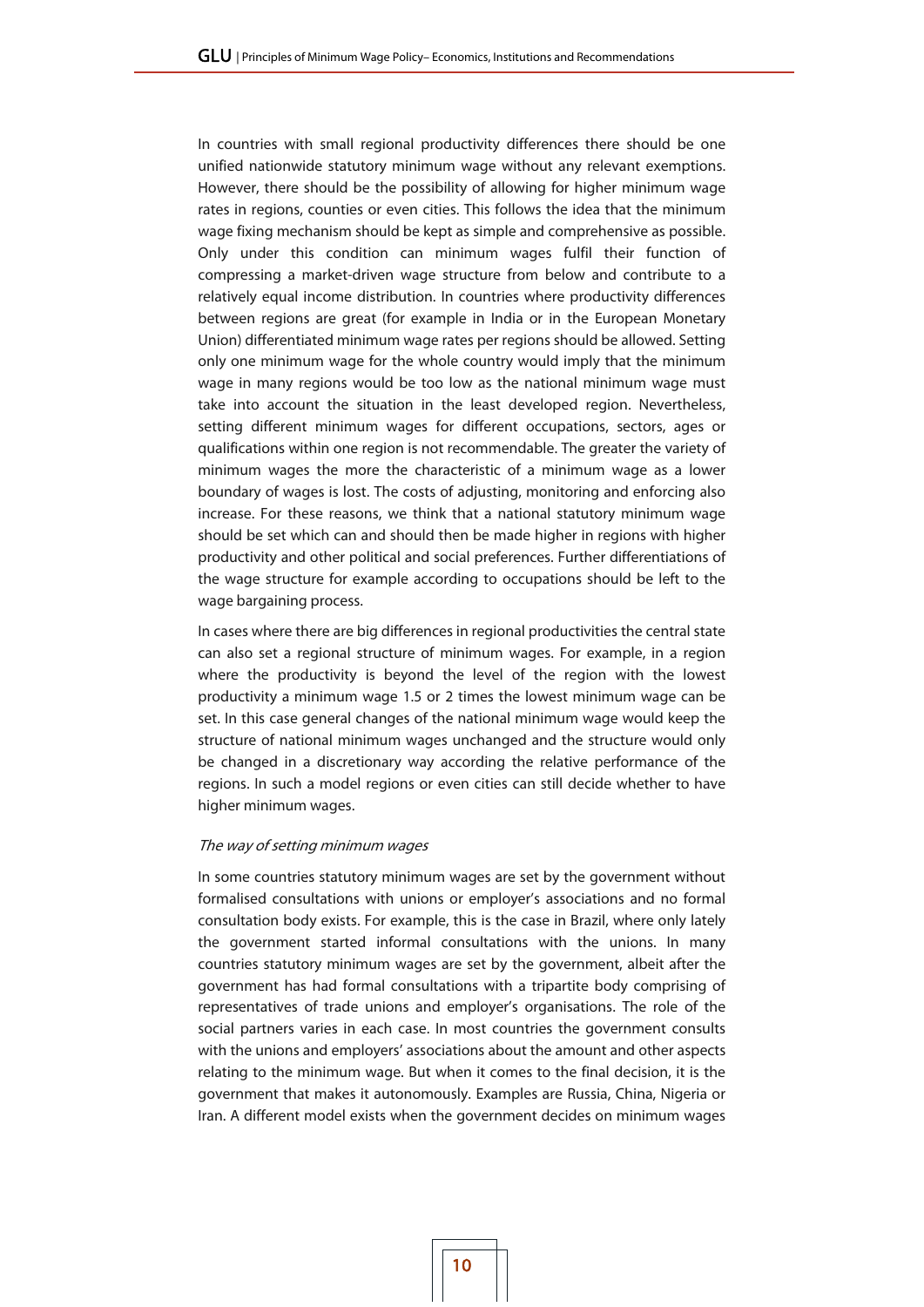In countries with small regional productivity differences there should be one unified nationwide statutory minimum wage without any relevant exemptions. However, there should be the possibility of allowing for higher minimum wage rates in regions, counties or even cities. This follows the idea that the minimum wage fixing mechanism should be kept as simple and comprehensive as possible. Only under this condition can minimum wages fulfil their function of compressing a market-driven wage structure from below and contribute to a relatively equal income distribution. In countries where productivity differences between regions are great (for example in India or in the European Monetary Union) differentiated minimum wage rates per regions should be allowed. Setting only one minimum wage for the whole country would imply that the minimum wage in many regions would be too low as the national minimum wage must take into account the situation in the least developed region. Nevertheless, setting different minimum wages for different occupations, sectors, ages or qualifications within one region is not recommendable. The greater the variety of minimum wages the more the characteristic of a minimum wage as a lower boundary of wages is lost. The costs of adjusting, monitoring and enforcing also increase. For these reasons, we think that a national statutory minimum wage should be set which can and should then be made higher in regions with higher productivity and other political and social preferences. Further differentiations of the wage structure for example according to occupations should be left to the wage bargaining process.

In cases where there are big differences in regional productivities the central state can also set a regional structure of minimum wages. For example, in a region where the productivity is beyond the level of the region with the lowest productivity a minimum wage 1.5 or 2 times the lowest minimum wage can be set. In this case general changes of the national minimum wage would keep the structure of national minimum wages unchanged and the structure would only be changed in a discretionary way according the relative performance of the regions. In such a model regions or even cities can still decide whether to have higher minimum wages.

*The way of setting minimum wages*

In some countries statutory minimum wages are set by the government without formalised consultations with unions or employer's associations and no formal consultation body exists. For example, this is the case in Brazil, where only lately the government started informal consultations with the unions. In many countries statutory minimum wages are set by the government, albeit after the government has had formal consultations with a tripartite body comprising of representatives of trade unions and employer's organisations. The role of the social partners varies in each case. In most countries the government consults with the unions and employers' associations about the amount and other aspects relating to the minimum wage. But when it comes to the final decision, it is the government that makes it autonomously. Examples are Russia, China, Nigeria or Iran. A different model exists when the government decides on minimum wages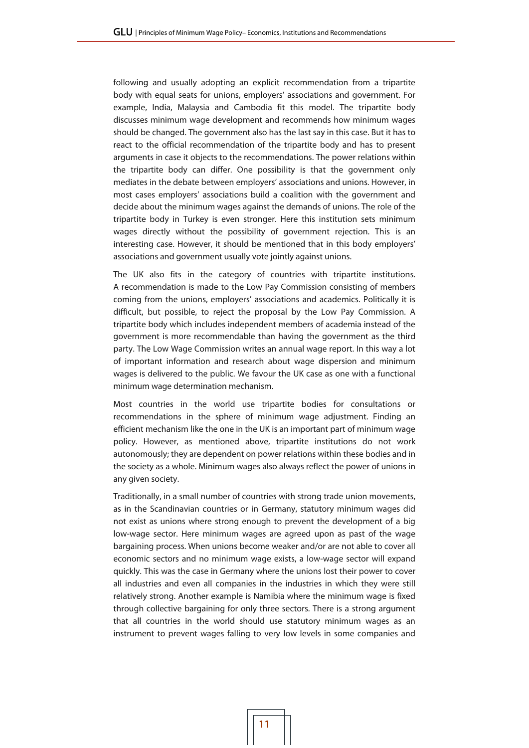following and usually adopting an explicit recommendation from a tripartite body with equal seats for unions, employers' associations and government. For example, India, Malaysia and Cambodia fit this model. The tripartite body discusses minimum wage development and recommends how minimum wages should be changed. The government also has the last say in this case. But it has to react to the official recommendation of the tripartite body and has to present arguments in case it objects to the recommendations. The power relations within the tripartite body can differ. One possibility is that the government only mediates in the debate between employers' associations and unions. However, in most cases employers' associations build a coalition with the government and decide about the minimum wages against the demands of unions. The role of the tripartite body in Turkey is even stronger. Here this institution sets minimum wages directly without the possibility of government rejection. This is an interesting case. However, it should be mentioned that in this body employers' associations and government usually vote jointly against unions.

The UK also fits in the category of countries with tripartite institutions. A recommendation is made to the Low Pay Commission consisting of members coming from the unions, employers' associations and academics. Politically it is difficult, but possible, to reject the proposal by the Low Pay Commission. A tripartite body which includes independent members of academia instead of the government is more recommendable than having the government as the third party. The Low Wage Commission writes an annual wage report. In this way a lot of important information and research about wage dispersion and minimum wages is delivered to the public. We favour the UK case as one with a functional minimum wage determination mechanism.

Most countries in the world use tripartite bodies for consultations or recommendations in the sphere of minimum wage adjustment. Finding an efficient mechanism like the one in the UK is an important part of minimum wage policy. However, as mentioned above, tripartite institutions do not work autonomously; they are dependent on power relations within these bodies and in the society as a whole. Minimum wages also always reflect the power of unions in any given society.

Traditionally, in a small number of countries with strong trade union movements, as in the Scandinavian countries or in Germany, statutory minimum wages did not exist as unions where strong enough to prevent the development of a big low-wage sector. Here minimum wages are agreed upon as past of the wage bargaining process. When unions become weaker and/or are not able to cover all economic sectors and no minimum wage exists, a low-wage sector will expand quickly. This was the case in Germany where the unions lost their power to cover all industries and even all companies in the industries in which they were still relatively strong. Another example is Namibia where the minimum wage is fixed through collective bargaining for only three sectors. There is a strong argument that all countries in the world should use statutory minimum wages as an instrument to prevent wages falling to very low levels in some companies and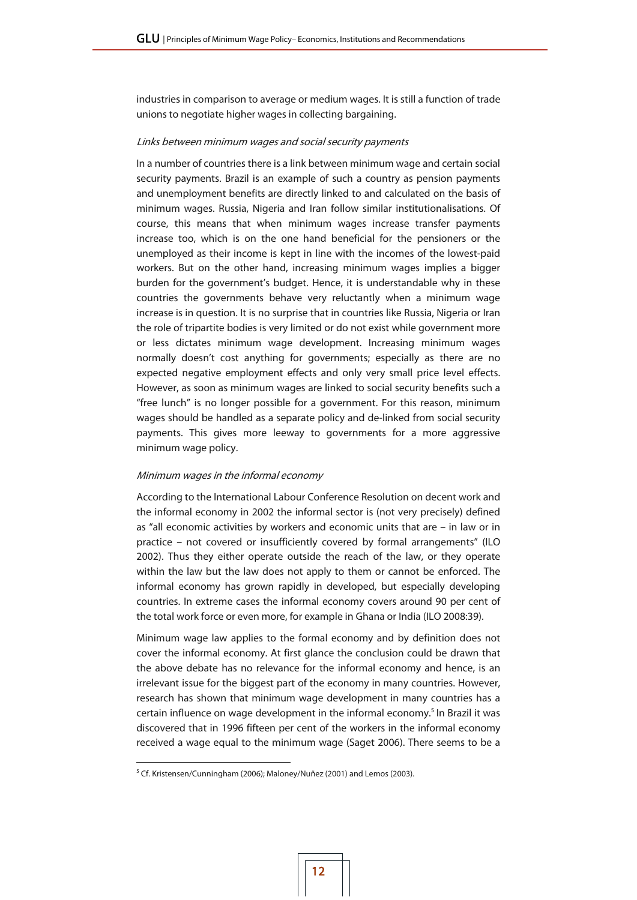industries in comparison to average or medium wages. It is still a function of trade unions to negotiate higher wages in collecting bargaining.

*Links between minimum wages and social security payments*

In a number of countries there is a link between minimum wage and certain social security payments. Brazil is an example of such a country as pension payments and unemployment benefits are directly linked to and calculated on the basis of minimum wages. Russia, Nigeria and Iran follow similar institutionalisations. Of course, this means that when minimum wages increase transfer payments increase too, which is on the one hand beneficial for the pensioners or the unemployed as their income is kept in line with the incomes of the lowest-paid workers. But on the other hand, increasing minimum wages implies a bigger burden for the government's budget. Hence, it is understandable why in these countries the governments behave very reluctantly when a minimum wage increase is in question. It is no surprise that in countries like Russia, Nigeria or Iran the role of tripartite bodies is very limited or do not exist while government more or less dictates minimum wage development. Increasing minimum wages normally doesn't cost anything for governments; especially as there are no expected negative employment effects and only very small price level effects. However, as soon as minimum wages are linked to social security benefits such a "free lunch" is no longer possible for a government. For this reason, minimum wages should be handled as a separate policy and de-linked from social security payments. This gives more leeway to governments for a more aggressive minimum wage policy.

*Minimum wages in the informal economy*

According to the International Labour Conference Resolution on decent work and the informal economy in 2002 the informal sector is (not very precisely) defined as "all economic activities by workers and economic units that are – in law or in practice – not covered or insufficiently covered by formal arrangements" (ILO 2002). Thus they either operate outside the reach of the law, or they operate within the law but the law does not apply to them or cannot be enforced. The informal economy has grown rapidly in developed, but especially developing countries. In extreme cases the informal economy covers around 90 per cent of the total work force or even more, for example in Ghana or India (ILO 2008:39).

Minimum wage law applies to the formal economy and by definition does not cover the informal economy. At first glance the conclusion could be drawn that the above debate has no relevance for the informal economy and hence, is an irrelevant issue for the biggest part of the economy in many countries. However, research has shown that minimum wage development in many countries has a certain influence on wage development in the informal economy.[5] In Brazil it was discovered that in 1996 fifteen per cent of the workers in the informal economy received a wage equal to the minimum wage (Saget 2006). There seems to be a

[5] Cf. Kristensen/Cunningham (2006); Maloney/Nuñez (2001) and Lemos (2003).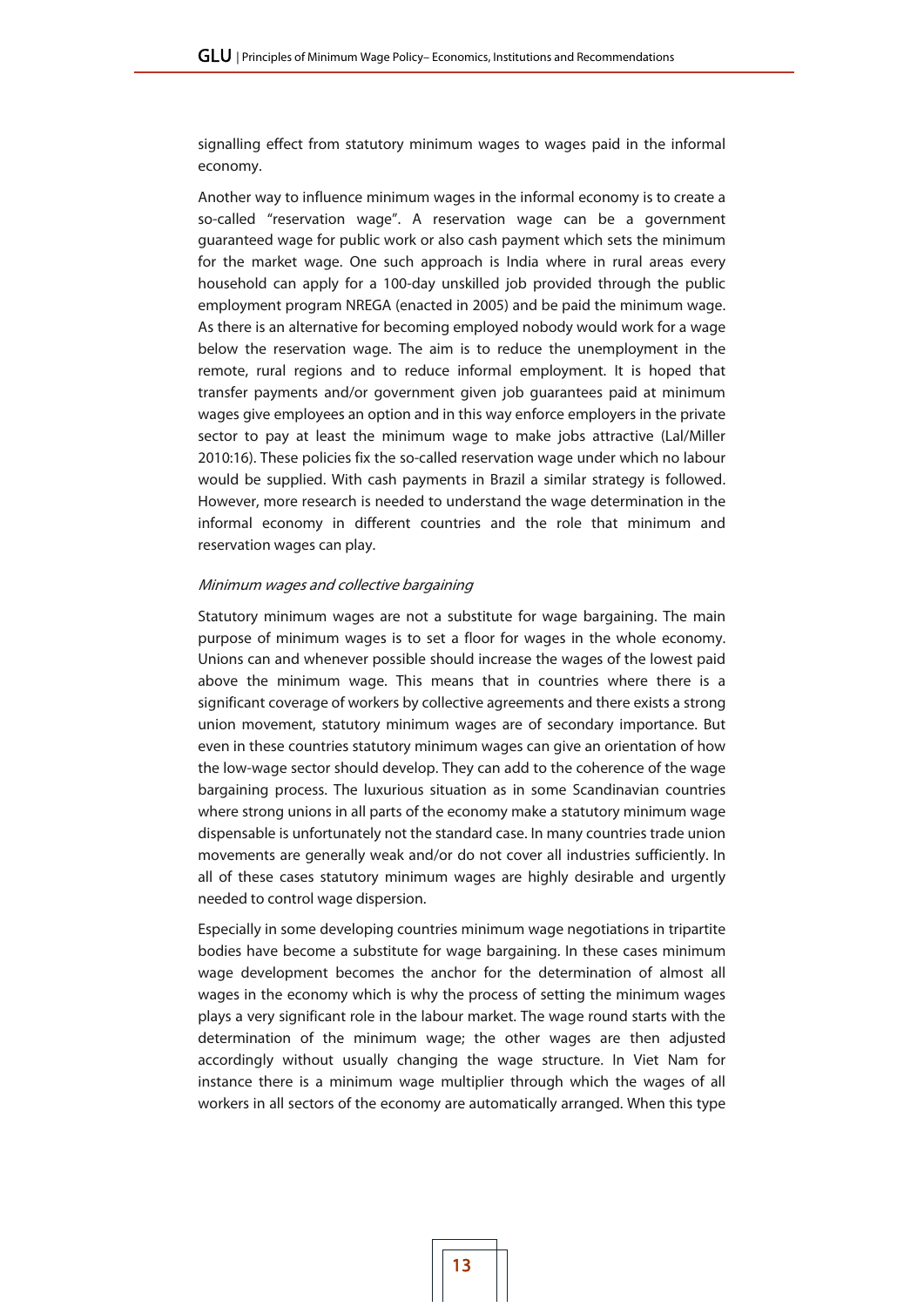signalling effect from statutory minimum wages to wages paid in the informal economy.

Another way to influence minimum wages in the informal economy is to create a so-called "reservation wage". A reservation wage can be a government guaranteed wage for public work or also cash payment which sets the minimum for the market wage. One such approach is India where in rural areas every household can apply for a 100-day unskilled job provided through the public employment program NREGA (enacted in 2005) and be paid the minimum wage. As there is an alternative for becoming employed nobody would work for a wage below the reservation wage. The aim is to reduce the unemployment in the remote, rural regions and to reduce informal employment. It is hoped that transfer payments and/or government given job guarantees paid at minimum wages give employees an option and in this way enforce employers in the private sector to pay at least the minimum wage to make jobs attractive (Lal/Miller 2010:16). These policies fix the so-called reservation wage under which no labour would be supplied. With cash payments in Brazil a similar strategy is followed. However, more research is needed to understand the wage determination in the informal economy in different countries and the role that minimum and reservation wages can play.

*Minimum wages and collective bargaining*

Statutory minimum wages are not a substitute for wage bargaining. The main purpose of minimum wages is to set a floor for wages in the whole economy. Unions can and whenever possible should increase the wages of the lowest paid above the minimum wage. This means that in countries where there is a significant coverage of workers by collective agreements and there exists a strong union movement, statutory minimum wages are of secondary importance. But even in these countries statutory minimum wages can give an orientation of how the low-wage sector should develop. They can add to the coherence of the wage bargaining process. The luxurious situation as in some Scandinavian countries where strong unions in all parts of the economy make a statutory minimum wage dispensable is unfortunately not the standard case. In many countries trade union movements are generally weak and/or do not cover all industries sufficiently. In all of these cases statutory minimum wages are highly desirable and urgently needed to control wage dispersion.

Especially in some developing countries minimum wage negotiations in tripartite bodies have become a substitute for wage bargaining. In these cases minimum wage development becomes the anchor for the determination of almost all wages in the economy which is why the process of setting the minimum wages plays a very significant role in the labour market. The wage round starts with the determination of the minimum wage; the other wages are then adjusted accordingly without usually changing the wage structure. In Viet Nam for instance there is a minimum wage multiplier through which the wages of all workers in all sectors of the economy are automatically arranged. When this type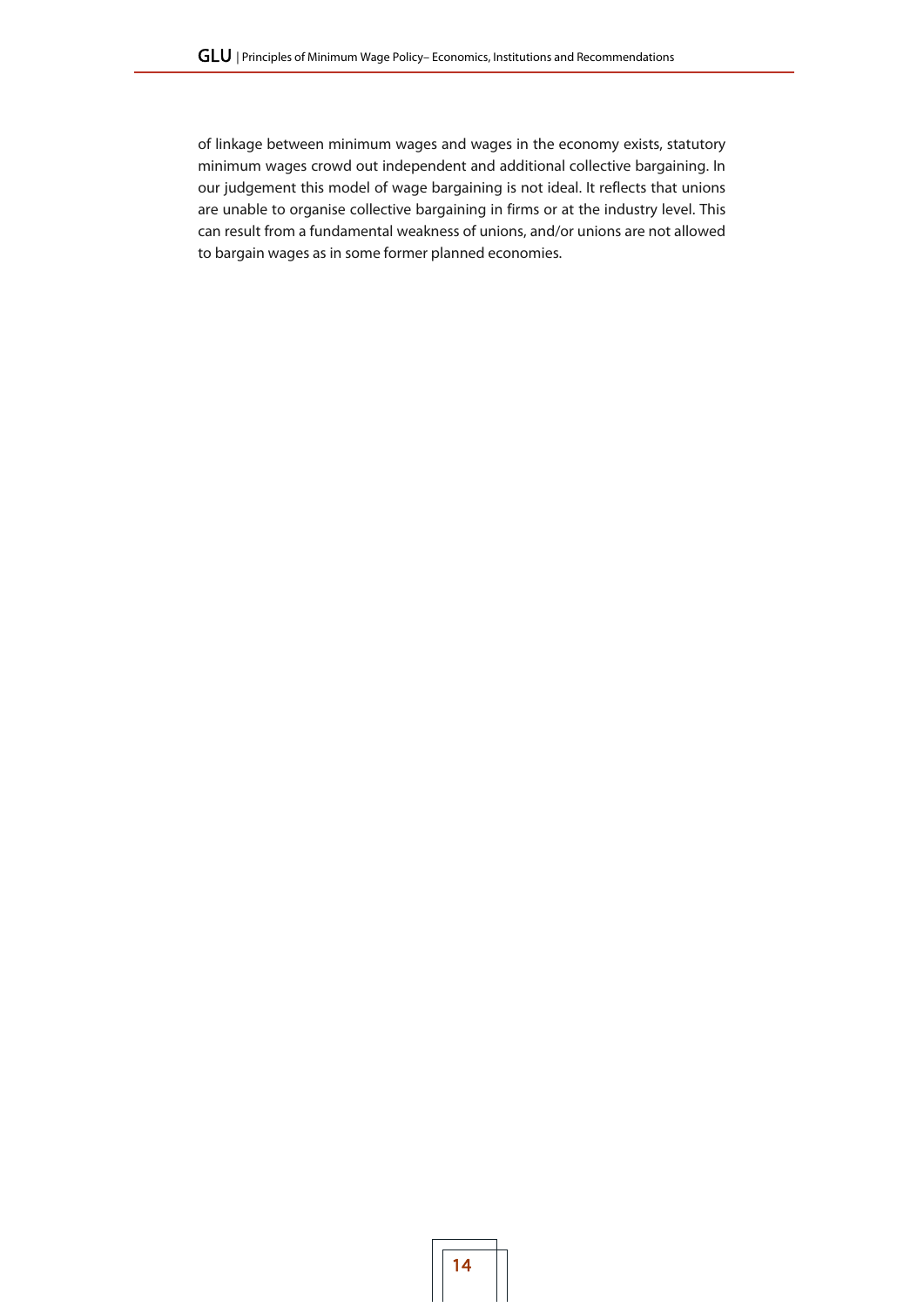of linkage between minimum wages and wages in the economy exists, statutory minimum wages crowd out independent and additional collective bargaining. In our judgement this model of wage bargaining is not ideal. It reflects that unions are unable to organise collective bargaining in firms or at the industry level. This can result from a fundamental weakness of unions, and/or unions are not allowed to bargain wages as in some former planned economies.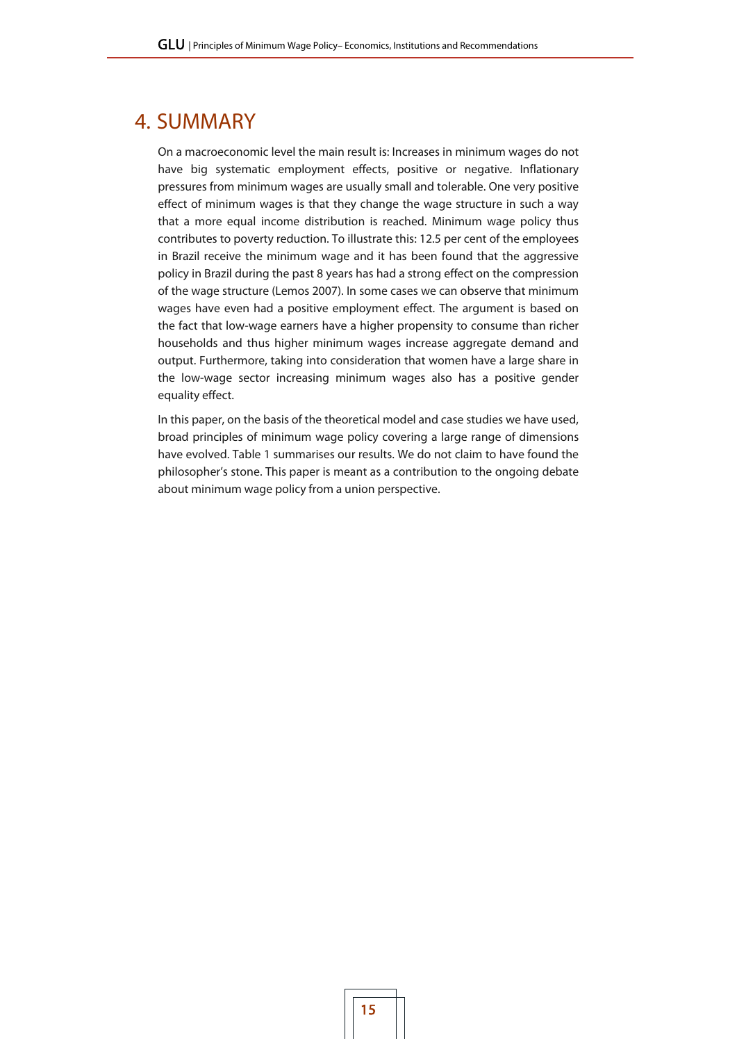# 4. SUMMARY

On a macroeconomic level the main result is: Increases in minimum wages do not have big systematic employment effects, positive or negative. Inflationary pressures from minimum wages are usually small and tolerable. One very positive effect of minimum wages is that they change the wage structure in such a way that a more equal income distribution is reached. Minimum wage policy thus contributes to poverty reduction. To illustrate this: 12.5 per cent of the employees in Brazil receive the minimum wage and it has been found that the aggressive policy in Brazil during the past 8 years has had a strong effect on the compression of the wage structure (Lemos 2007). In some cases we can observe that minimum wages have even had a positive employment effect. The argument is based on the fact that low-wage earners have a higher propensity to consume than richer households and thus higher minimum wages increase aggregate demand and output. Furthermore, taking into consideration that women have a large share in the low-wage sector increasing minimum wages also has a positive gender equality effect.

In this paper, on the basis of the theoretical model and case studies we have used, broad principles of minimum wage policy covering a large range of dimensions have evolved. Table 1 summarises our results. We do not claim to have found the philosopher's stone. This paper is meant as a contribution to the ongoing debate about minimum wage policy from a union perspective.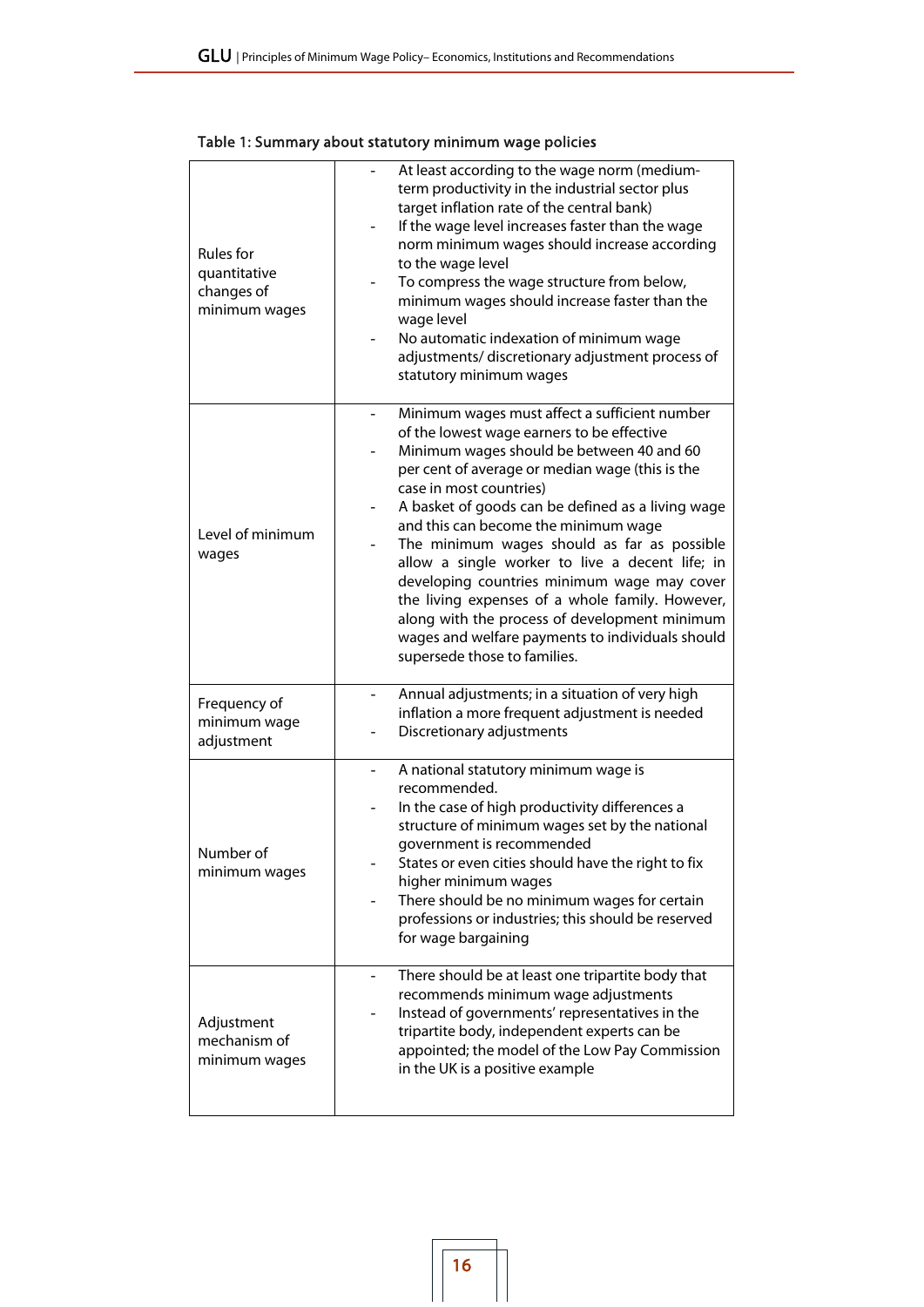Table 1: Summary about statutory minimum wage policies

| | |
|---|---|
| Rules for quantitative changes of minimum wages | - At least according to the wage norm (medium-term productivity in the industrial sector plus target inflation rate of the central bank)<br>- If the wage level increases faster than the wage norm minimum wages should increase according to the wage level<br>- To compress the wage structure from below, minimum wages should increase faster than the wage level<br>- No automatic indexation of minimum wage adjustments/ discretionary adjustment process of statutory minimum wages |
| Level of minimum wages | - Minimum wages must affect a sufficient number of the lowest wage earners to be effective<br>- Minimum wages should be between 40 and 60 per cent of average or median wage (this is the case in most countries)<br>- A basket of goods can be defined as a living wage and this can become the minimum wage<br>- The minimum wages should as far as possible allow a single worker to live a decent life; in developing countries minimum wage may cover the living expenses of a whole family. However, along with the process of development minimum wages and welfare payments to individuals should supersede those to families. |
| Frequency of minimum wage adjustment | - Annual adjustments; in a situation of very high inflation a more frequent adjustment is needed<br>- Discretionary adjustments |
| Number of minimum wages | - A national statutory minimum wage is recommended.<br>- In the case of high productivity differences a structure of minimum wages set by the national government is recommended<br>- States or even cities should have the right to fix higher minimum wages<br>- There should be no minimum wages for certain professions or industries; this should be reserved for wage bargaining |
| Adjustment mechanism of minimum wages | - There should be at least one tripartite body that recommends minimum wage adjustments<br>- Instead of governments' representatives in the tripartite body, independent experts can be appointed; the model of the Low Pay Commission in the UK is a positive example |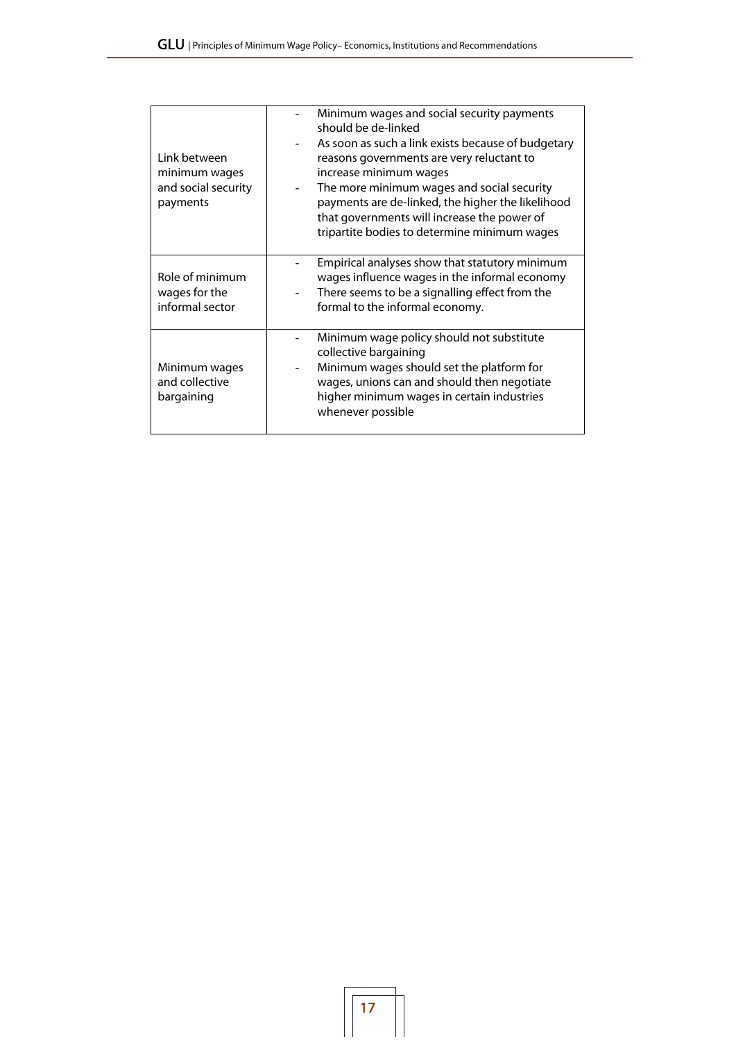| | |
|---|---|
| Link between minimum wages and social security payments | - Minimum wages and social security payments should be de-linked<br>- As soon as such a link exists because of budgetary reasons governments are very reluctant to increase minimum wages<br>- The more minimum wages and social security payments are de-linked, the higher the likelihood that governments will increase the power of tripartite bodies to determine minimum wages |
| Role of minimum wages for the informal sector | - Empirical analyses show that statutory minimum wages influence wages in the informal economy<br>- There seems to be a signalling effect from the formal to the informal economy. |
| Minimum wages and collective bargaining | - Minimum wage policy should not substitute collective bargaining<br>- Minimum wages should set the platform for wages, unions can and should then negotiate higher minimum wages in certain industries whenever possible |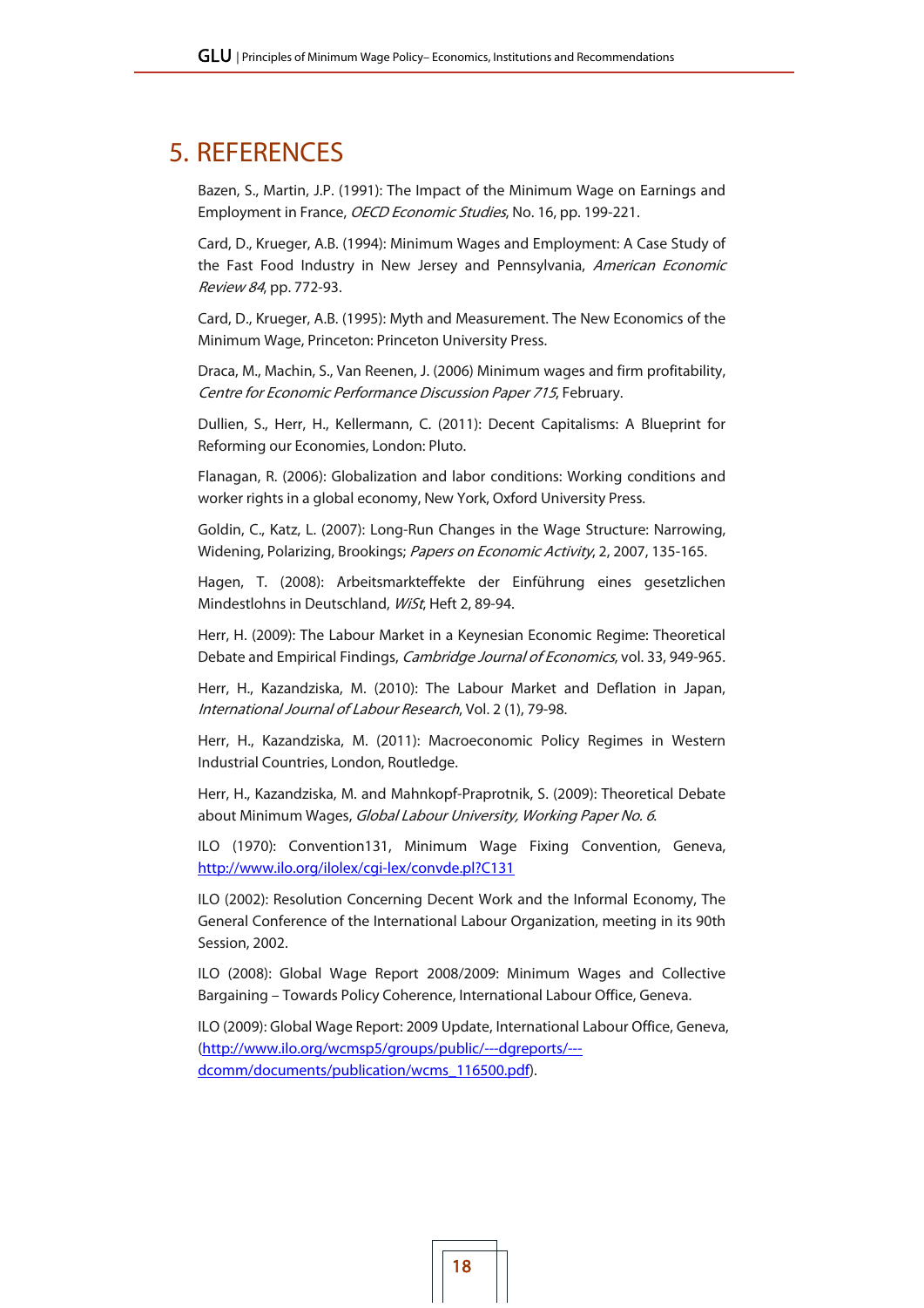# 5. REFERENCES

Bazen, S., Martin, J.P. (1991): The Impact of the Minimum Wage on Earnings and Employment in France, *OECD Economic Studies*, No. 16, pp. 199-221.

Card, D., Krueger, A.B. (1994): Minimum Wages and Employment: A Case Study of the Fast Food Industry in New Jersey and Pennsylvania, *American Economic Review 84*, pp. 772-93.

Card, D., Krueger, A.B. (1995): Myth and Measurement. The New Economics of the Minimum Wage, Princeton: Princeton University Press.

Draca, M., Machin, S., Van Reenen, J. (2006) Minimum wages and firm profitability, *Centre for Economic Performance Discussion Paper 715*, February.

Dullien, S., Herr, H., Kellermann, C. (2011): Decent Capitalisms: A Blueprint for Reforming our Economies, London: Pluto.

Flanagan, R. (2006): Globalization and labor conditions: Working conditions and worker rights in a global economy, New York, Oxford University Press.

Goldin, C., Katz, L. (2007): Long-Run Changes in the Wage Structure: Narrowing, Widening, Polarizing, Brookings; *Papers on Economic Activity*, 2, 2007, 135-165.

Hagen, T. (2008): Arbeitsmarkteffekte der Einführung eines gesetzlichen Mindestlohns in Deutschland, *WiSt*, Heft 2, 89-94.

Herr, H. (2009): The Labour Market in a Keynesian Economic Regime: Theoretical Debate and Empirical Findings, *Cambridge Journal of Economics*, vol. 33, 949-965.

Herr, H., Kazandziska, M. (2010): The Labour Market and Deflation in Japan, *International Journal of Labour Research*, Vol. 2 (1), 79-98.

Herr, H., Kazandziska, M. (2011): Macroeconomic Policy Regimes in Western Industrial Countries, London, Routledge.

Herr, H., Kazandziska, M. and Mahnkopf-Praprotnik, S. (2009): Theoretical Debate about Minimum Wages, *Global Labour University, Working Paper No. 6*.

ILO (1970): Convention131, Minimum Wage Fixing Convention, Geneva, http://www.ilo.org/ilolex/cgi-lex/convde.pl?C131

ILO (2002): Resolution Concerning Decent Work and the Informal Economy, The General Conference of the International Labour Organization, meeting in its 90th Session, 2002.

ILO (2008): Global Wage Report 2008/2009: Minimum Wages and Collective Bargaining – Towards Policy Coherence, International Labour Office, Geneva.

ILO (2009): Global Wage Report: 2009 Update, International Labour Office, Geneva, (http://www.ilo.org/wcmsp5/groups/public/---dgreports/---dcomm/documents/publication/wcms_116500.pdf).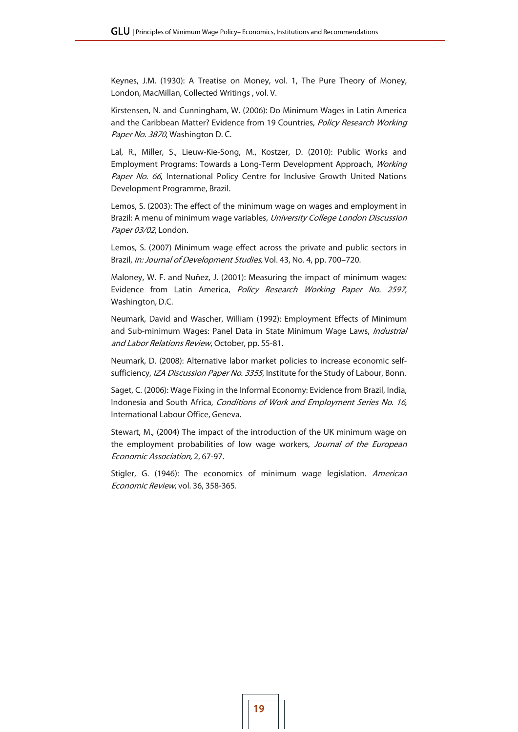Keynes, J.M. (1930): A Treatise on Money, vol. 1, The Pure Theory of Money, London, MacMillan, Collected Writings , vol. V.

Kirstensen, N. and Cunningham, W. (2006): Do Minimum Wages in Latin America and the Caribbean Matter? Evidence from 19 Countries, *Policy Research Working Paper No. 3870*, Washington D. C.

Lal, R., Miller, S., Lieuw-Kie-Song, M., Kostzer, D. (2010): Public Works and Employment Programs: Towards a Long-Term Development Approach, *Working Paper No. 66*, International Policy Centre for Inclusive Growth United Nations Development Programme, Brazil.

Lemos, S. (2003): The effect of the minimum wage on wages and employment in Brazil: A menu of minimum wage variables, *University College London Discussion Paper 03/02*, London.

Lemos, S. (2007) Minimum wage effect across the private and public sectors in Brazil, *in: Journal of Development Studies,* Vol. 43, No. 4, pp. 700–720.

Maloney, W. F. and Nuñez, J. (2001): Measuring the impact of minimum wages: Evidence from Latin America, *Policy Research Working Paper No. 2597*, Washington, D.C.

Neumark, David and Wascher, William (1992): Employment Effects of Minimum and Sub-minimum Wages: Panel Data in State Minimum Wage Laws, *Industrial and Labor Relations Review*, October, pp. 55-81.

Neumark, D. (2008): Alternative labor market policies to increase economic self-sufficiency, *IZA Discussion Paper No. 3355*, Institute for the Study of Labour, Bonn.

Saget, C. (2006): Wage Fixing in the Informal Economy: Evidence from Brazil, India, Indonesia and South Africa, *Conditions of Work and Employment Series No. 16*, International Labour Office, Geneva.

Stewart, M., (2004) The impact of the introduction of the UK minimum wage on the employment probabilities of low wage workers, *Journal of the European Economic Association,* 2, 67-97.

Stigler, G. (1946): The economics of minimum wage legislation. *American Economic Review*, vol. 36, 358-365.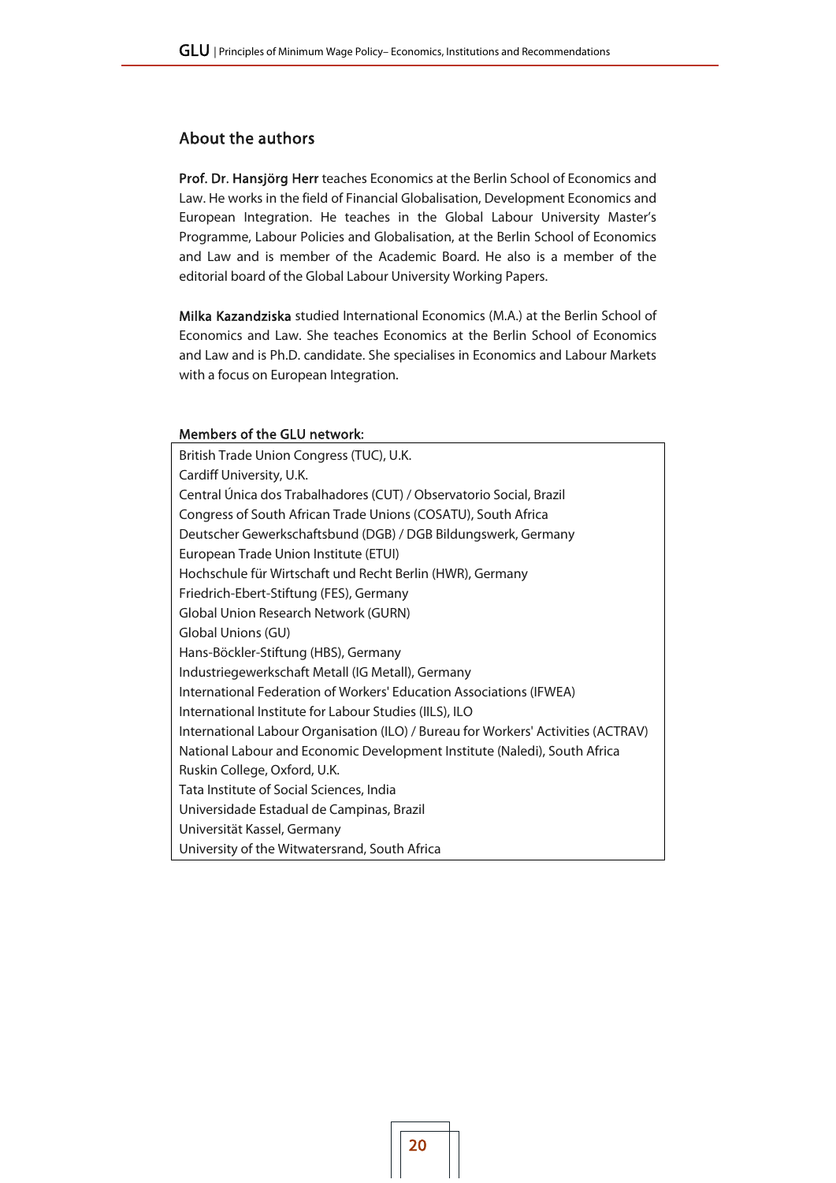## About the authors

**Prof. Dr. Hansjörg Herr** teaches Economics at the Berlin School of Economics and Law. He works in the field of Financial Globalisation, Development Economics and European Integration. He teaches in the Global Labour University Master's Programme, Labour Policies and Globalisation, at the Berlin School of Economics and Law and is member of the Academic Board. He also is a member of the editorial board of the Global Labour University Working Papers.

**Milka Kazandziska** studied International Economics (M.A.) at the Berlin School of Economics and Law. She teaches Economics at the Berlin School of Economics and Law and is Ph.D. candidate. She specialises in Economics and Labour Markets with a focus on European Integration.

**Members of the GLU network:**

British Trade Union Congress (TUC), U.K.
Cardiff University, U.K.
Central Única dos Trabalhadores (CUT) / Observatorio Social, Brazil
Congress of South African Trade Unions (COSATU), South Africa
Deutscher Gewerkschaftsbund (DGB) / DGB Bildungswerk, Germany
European Trade Union Institute (ETUI)
Hochschule für Wirtschaft und Recht Berlin (HWR), Germany
Friedrich-Ebert-Stiftung (FES), Germany
Global Union Research Network (GURN)
Global Unions (GU)
Hans-Böckler-Stiftung (HBS), Germany
Industriegewerkschaft Metall (IG Metall), Germany
International Federation of Workers' Education Associations (IFWEA)
International Institute for Labour Studies (IILS), ILO
International Labour Organisation (ILO) / Bureau for Workers' Activities (ACTRAV)
National Labour and Economic Development Institute (Naledi), South Africa
Ruskin College, Oxford, U.K.
Tata Institute of Social Sciences, India
Universidade Estadual de Campinas, Brazil
Universität Kassel, Germany
University of the Witwatersrand, South Africa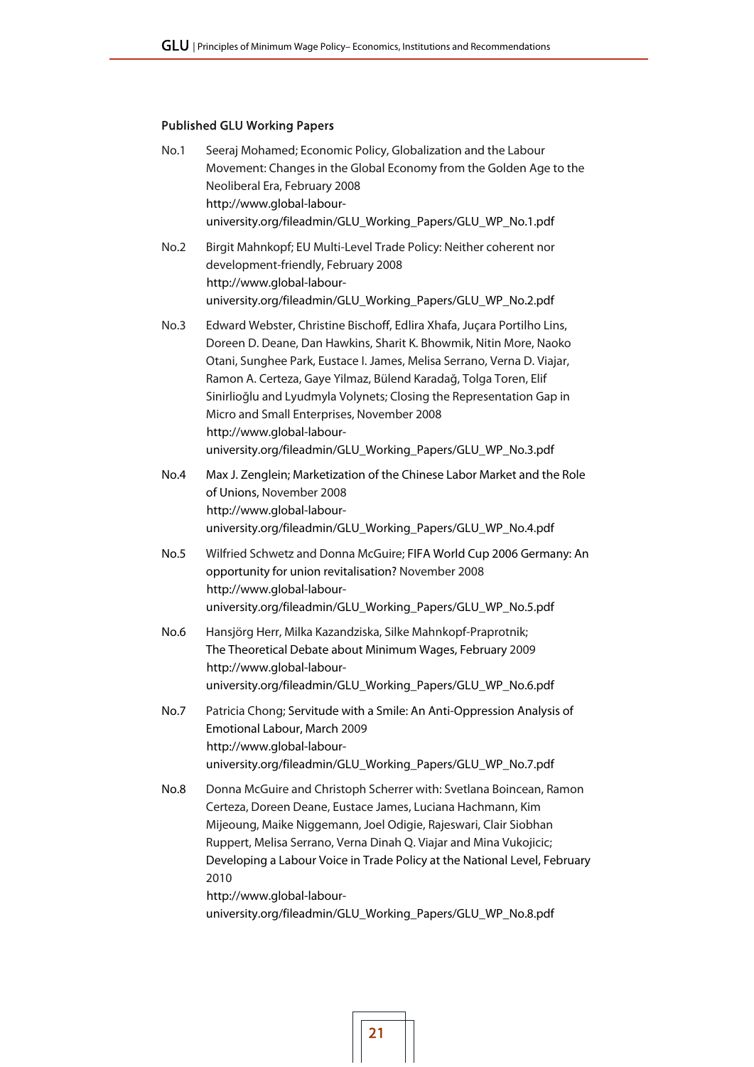## Published GLU Working Papers

No.1 Seeraj Mohamed; Economic Policy, Globalization and the Labour Movement: Changes in the Global Economy from the Golden Age to the Neoliberal Era, February 2008
http://www.global-labour-university.org/fileadmin/GLU_Working_Papers/GLU_WP_No.1.pdf

No.2 Birgit Mahnkopf; EU Multi-Level Trade Policy: Neither coherent nor development-friendly, February 2008
http://www.global-labour-university.org/fileadmin/GLU_Working_Papers/GLU_WP_No.2.pdf

No.3 Edward Webster, Christine Bischoff, Edlira Xhafa, Juçara Portilho Lins, Doreen D. Deane, Dan Hawkins, Sharit K. Bhowmik, Nitin More, Naoko Otani, Sunghee Park, Eustace I. James, Melisa Serrano, Verna D. Viajar, Ramon A. Certeza, Gaye Yilmaz, Bülend Karadağ, Tolga Toren, Elif Sinirlioğlu and Lyudmyla Volynets; Closing the Representation Gap in Micro and Small Enterprises, November 2008
http://www.global-labour-university.org/fileadmin/GLU_Working_Papers/GLU_WP_No.3.pdf

No.4 Max J. Zenglein; Marketization of the Chinese Labor Market and the Role of Unions, November 2008
http://www.global-labour-university.org/fileadmin/GLU_Working_Papers/GLU_WP_No.4.pdf

No.5 Wilfried Schwetz and Donna McGuire; FIFA World Cup 2006 Germany: An opportunity for union revitalisation? November 2008
http://www.global-labour-university.org/fileadmin/GLU_Working_Papers/GLU_WP_No.5.pdf

No.6 Hansjörg Herr, Milka Kazandziska, Silke Mahnkopf-Praprotnik; The Theoretical Debate about Minimum Wages, February 2009
http://www.global-labour-university.org/fileadmin/GLU_Working_Papers/GLU_WP_No.6.pdf

No.7 Patricia Chong; Servitude with a Smile: An Anti-Oppression Analysis of Emotional Labour, March 2009
http://www.global-labour-university.org/fileadmin/GLU_Working_Papers/GLU_WP_No.7.pdf

No.8 Donna McGuire and Christoph Scherrer with: Svetlana Boincean, Ramon Certeza, Doreen Deane, Eustace James, Luciana Hachmann, Kim Mijeoung, Maike Niggemann, Joel Odigie, Rajeswari, Clair Siobhan Ruppert, Melisa Serrano, Verna Dinah Q. Viajar and Mina Vukojicic; Developing a Labour Voice in Trade Policy at the National Level, February 2010
http://www.global-labour-university.org/fileadmin/GLU_Working_Papers/GLU_WP_No.8.pdf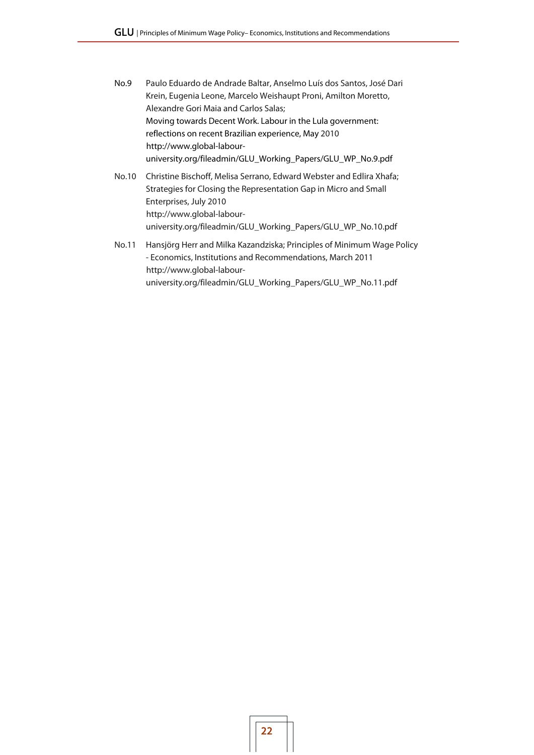No.9 Paulo Eduardo de Andrade Baltar, Anselmo Luís dos Santos, José Dari Krein, Eugenia Leone, Marcelo Weishaupt Proni, Amilton Moretto, Alexandre Gori Maia and Carlos Salas;
Moving towards Decent Work. Labour in the Lula government: reflections on recent Brazilian experience, May 2010
http://www.global-labour-university.org/fileadmin/GLU_Working_Papers/GLU_WP_No.9.pdf

No.10 Christine Bischoff, Melisa Serrano, Edward Webster and Edlira Xhafa; Strategies for Closing the Representation Gap in Micro and Small Enterprises, July 2010
http://www.global-labour-university.org/fileadmin/GLU_Working_Papers/GLU_WP_No.10.pdf

No.11 Hansjörg Herr and Milka Kazandziska; Principles of Minimum Wage Policy - Economics, Institutions and Recommendations, March 2011
http://www.global-labour-university.org/fileadmin/GLU_Working_Papers/GLU_WP_No.11.pdf